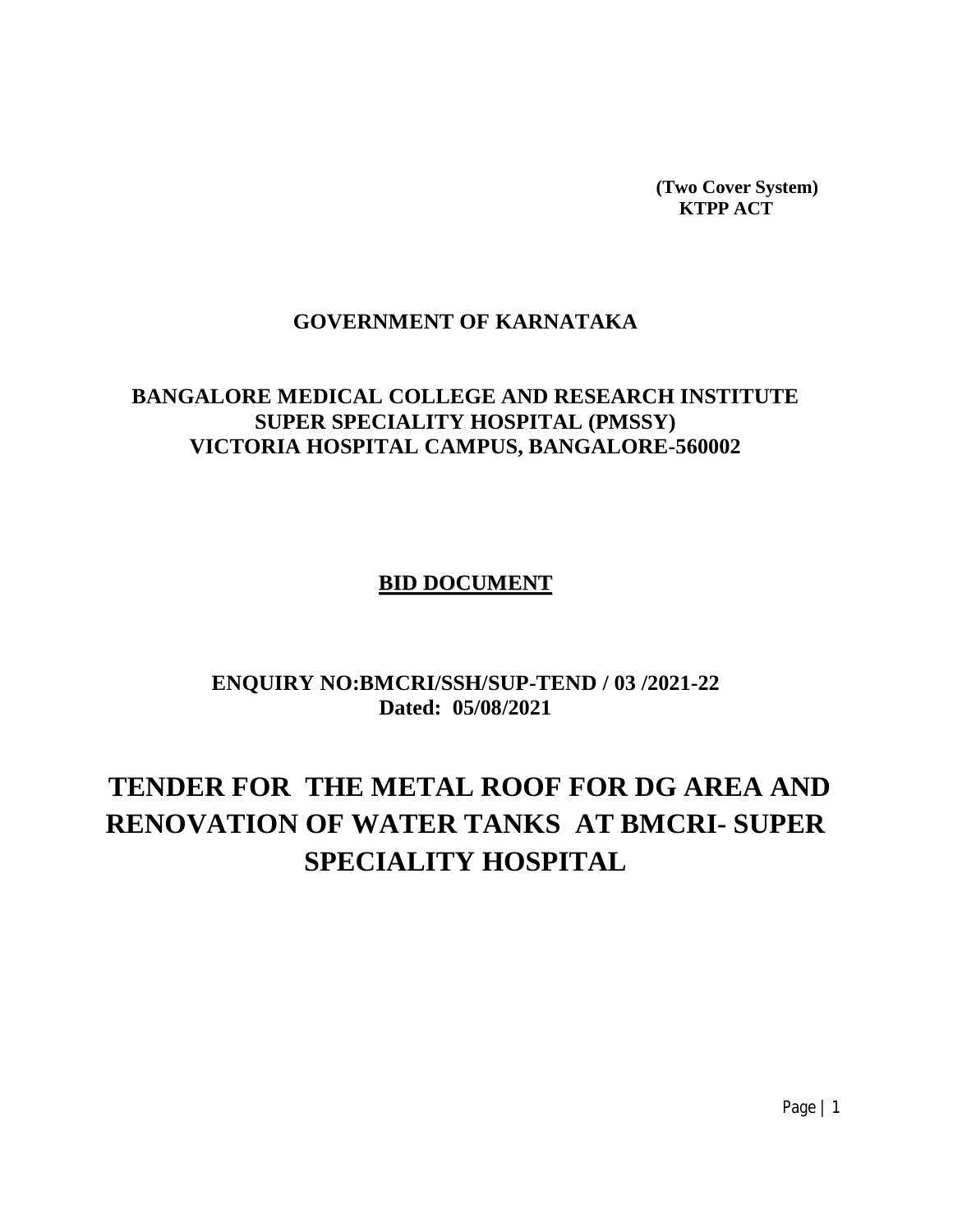**(Two Cover System)**
**KTPP ACT**

## GOVERNMENT OF KARNATAKA

## BANGALORE MEDICAL COLLEGE AND RESEARCH INSTITUTE
## SUPER SPECIALITY HOSPITAL (PMSSY)
## VICTORIA HOSPITAL CAMPUS, BANGALORE-560002

**BID DOCUMENT**

**ENQUIRY NO:BMCRI/SSH/SUP-TEND / 03 /2021-22**
**Dated: 05/08/2021**

# TENDER FOR THE METAL ROOF FOR DG AREA AND RENOVATION OF WATER TANKS AT BMCRI- SUPER SPECIALITY HOSPITAL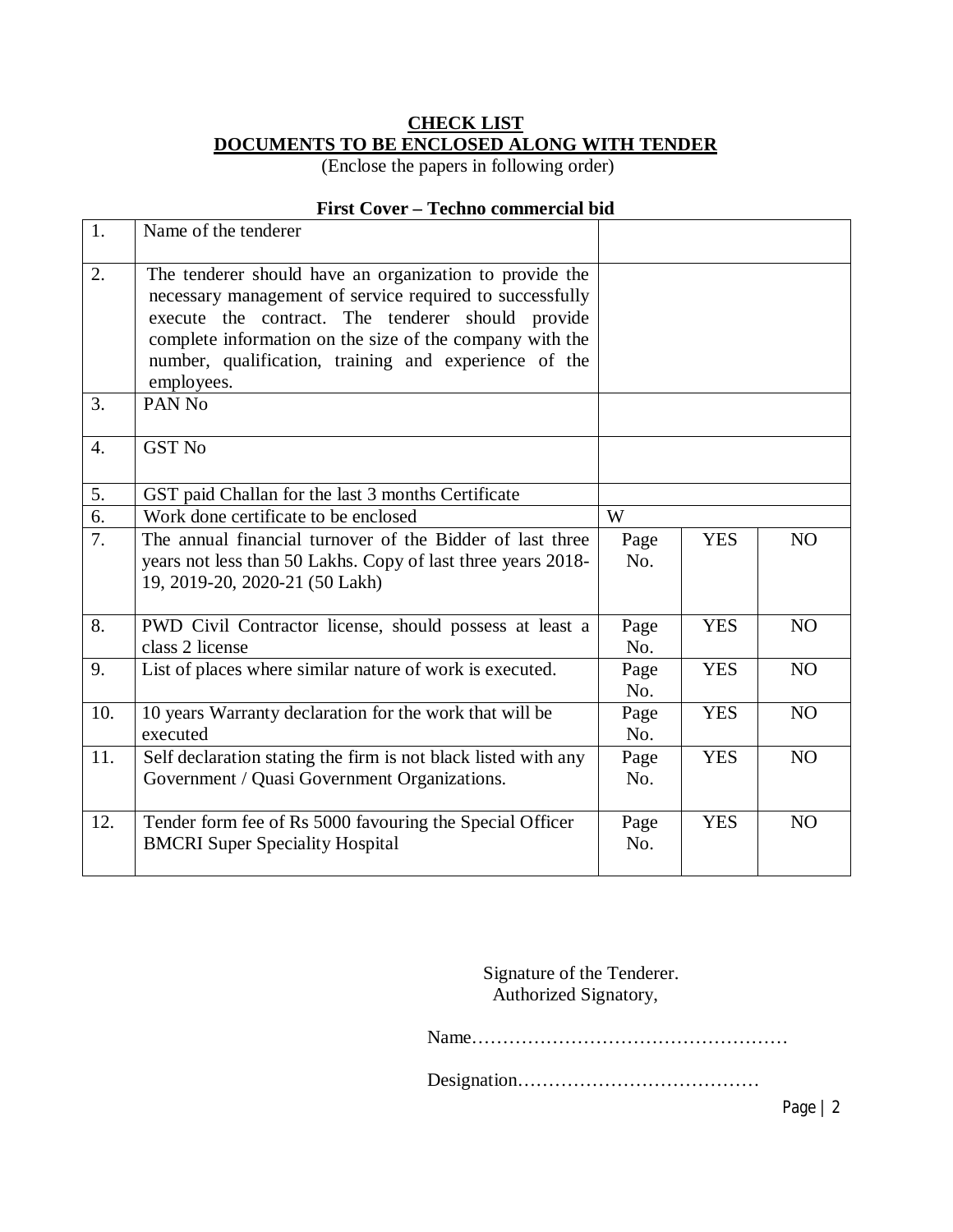**CHECK LIST**

**DOCUMENTS TO BE ENCLOSED ALONG WITH TENDER**

(Enclose the papers in following order)

**First Cover – Techno commercial bid**

| | | | | |
|---|---|---|---|---|
| 1. | Name of the tenderer | | | |
| 2. | The tenderer should have an organization to provide the necessary management of service required to successfully execute the contract. The tenderer should provide complete information on the size of the company with the number, qualification, training and experience of the employees. | | | |
| 3. | PAN No | | | |
| 4. | GST No | | | |
| 5. | GST paid Challan for the last 3 months Certificate | | | |
| 6. | Work done certificate to be enclosed | W | | |
| 7. | The annual financial turnover of the Bidder of last three years not less than 50 Lakhs. Copy of last three years 2018-19, 2019-20, 2020-21 (50 Lakh) | Page No. | YES | NO |
| 8. | PWD Civil Contractor license, should possess at least a class 2 license | Page No. | YES | NO |
| 9. | List of places where similar nature of work is executed. | Page No. | YES | NO |
| 10. | 10 years Warranty declaration for the work that will be executed | Page No. | YES | NO |
| 11. | Self declaration stating the firm is not black listed with any Government / Quasi Government Organizations. | Page No. | YES | NO |
| 12. | Tender form fee of Rs 5000 favouring the Special Officer BMCRI Super Speciality Hospital | Page No. | YES | NO |

Signature of the Tenderer.
Authorized Signatory,

Name……………………………………………

Designation…………………………………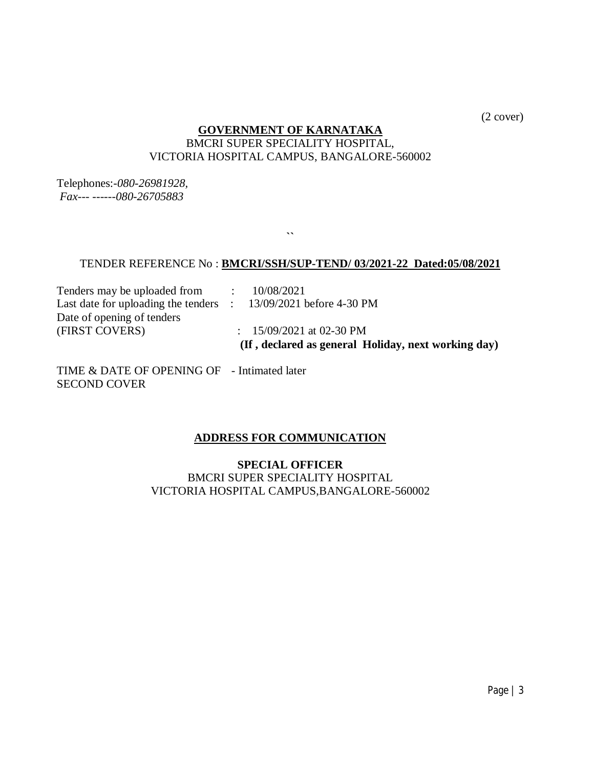(2 cover)

**GOVERNMENT OF KARNATAKA**

BMCRI SUPER SPECIALITY HOSPITAL,
VICTORIA HOSPITAL CAMPUS, BANGALORE-560002

Telephones:-*080-26981928,*
*Fax--- ------080-26705883*

``

TENDER REFERENCE No : **BMCRI/SSH/SUP-TEND/ 03/2021-22 Dated:05/08/2021**

Tenders may be uploaded from : 10/08/2021
Last date for uploading the tenders : 13/09/2021 before 4-30 PM
Date of opening of tenders
(FIRST COVERS) : 15/09/2021 at 02-30 PM
**(If , declared as general Holiday, next working day)**

TIME & DATE OF OPENING OF SECOND COVER - Intimated later

**ADDRESS FOR COMMUNICATION**

**SPECIAL OFFICER**
BMCRI SUPER SPECIALITY HOSPITAL
VICTORIA HOSPITAL CAMPUS,BANGALORE-560002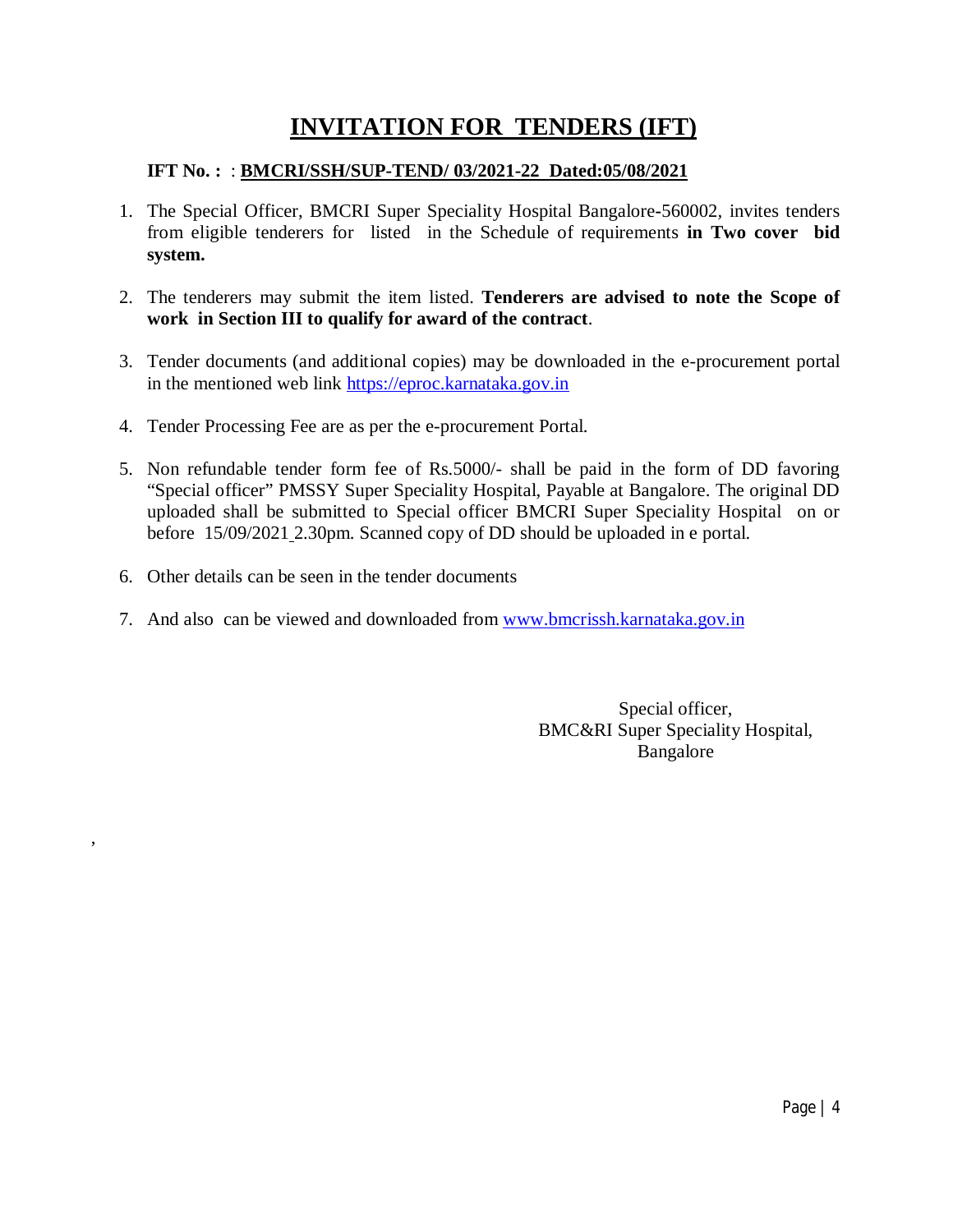# INVITATION FOR TENDERS (IFT)

**IFT No. :** : **BMCRI/SSH/SUP-TEND/ 03/2021-22 Dated:05/08/2021**

1. The Special Officer, BMCRI Super Speciality Hospital Bangalore-560002, invites tenders from eligible tenderers for listed in the Schedule of requirements **in Two cover bid system.**

2. The tenderers may submit the item listed. **Tenderers are advised to note the Scope of work in Section III to qualify for award of the contract**.

3. Tender documents (and additional copies) may be downloaded in the e-procurement portal in the mentioned web link https://eproc.karnataka.gov.in

4. Tender Processing Fee are as per the e-procurement Portal.

5. Non refundable tender form fee of Rs.5000/- shall be paid in the form of DD favoring "Special officer" PMSSY Super Speciality Hospital, Payable at Bangalore. The original DD uploaded shall be submitted to Special officer BMCRI Super Speciality Hospital on or before 15/09/2021 2.30pm. Scanned copy of DD should be uploaded in e portal.

6. Other details can be seen in the tender documents

7. And also can be viewed and downloaded from www.bmcrissh.karnataka.gov.in

Special officer,
BMC&RI Super Speciality Hospital,
Bangalore

,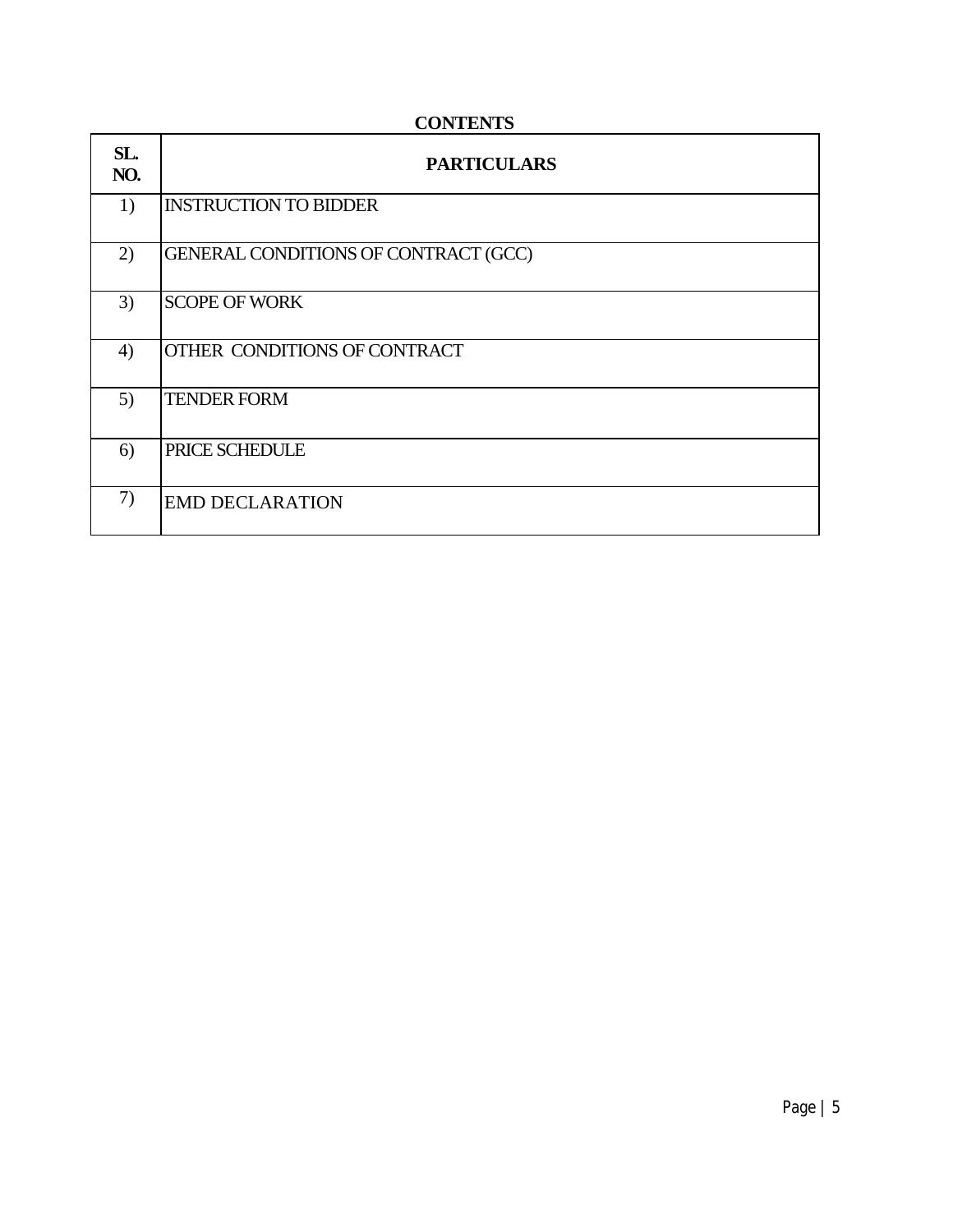**CONTENTS**

| SL. NO. | PARTICULARS |
|---|---|
| 1) | INSTRUCTION TO BIDDER |
| 2) | GENERAL CONDITIONS OF CONTRACT (GCC) |
| 3) | SCOPE OF WORK |
| 4) | OTHER CONDITIONS OF CONTRACT |
| 5) | TENDER FORM |
| 6) | PRICE SCHEDULE |
| 7) | EMD DECLARATION |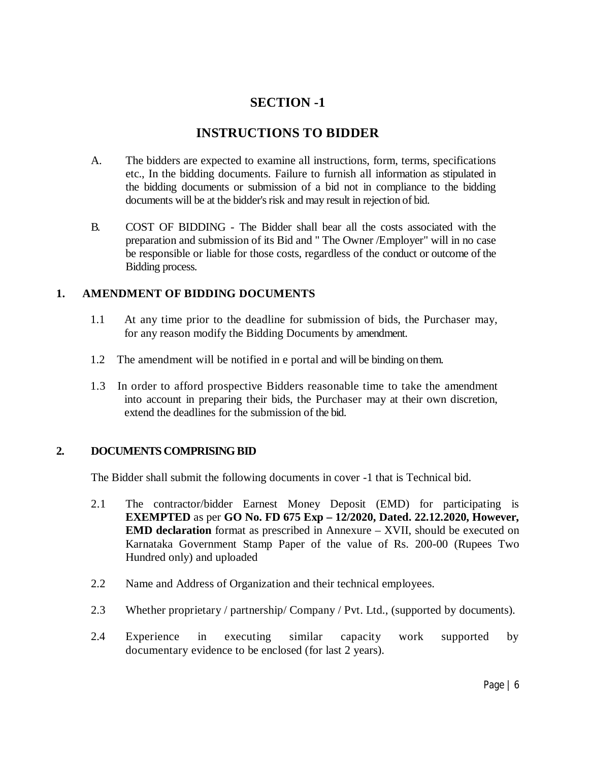# SECTION -1

## INSTRUCTIONS TO BIDDER

A. The bidders are expected to examine all instructions, form, terms, specifications etc., In the bidding documents. Failure to furnish all information as stipulated in the bidding documents or submission of a bid not in compliance to the bidding documents will be at the bidder's risk and may result in rejection of bid.

B. COST OF BIDDING - The Bidder shall bear all the costs associated with the preparation and submission of its Bid and " The Owner /Employer" will in no case be responsible or liable for those costs, regardless of the conduct or outcome of the Bidding process.

### 1. AMENDMENT OF BIDDING DOCUMENTS

1.1 At any time prior to the deadline for submission of bids, the Purchaser may, for any reason modify the Bidding Documents by amendment.

1.2 The amendment will be notified in e portal and will be binding on them.

1.3 In order to afford prospective Bidders reasonable time to take the amendment into account in preparing their bids, the Purchaser may at their own discretion, extend the deadlines for the submission of the bid.

### 2. DOCUMENTS COMPRISING BID

The Bidder shall submit the following documents in cover -1 that is Technical bid.

2.1 The contractor/bidder Earnest Money Deposit (EMD) for participating is **EXEMPTED** as per **GO No. FD 675 Exp – 12/2020, Dated. 22.12.2020, However, EMD declaration** format as prescribed in Annexure – XVII, should be executed on Karnataka Government Stamp Paper of the value of Rs. 200-00 (Rupees Two Hundred only) and uploaded

2.2 Name and Address of Organization and their technical employees.

2.3 Whether proprietary / partnership/ Company / Pvt. Ltd., (supported by documents).

2.4 Experience in executing similar capacity work supported by documentary evidence to be enclosed (for last 2 years).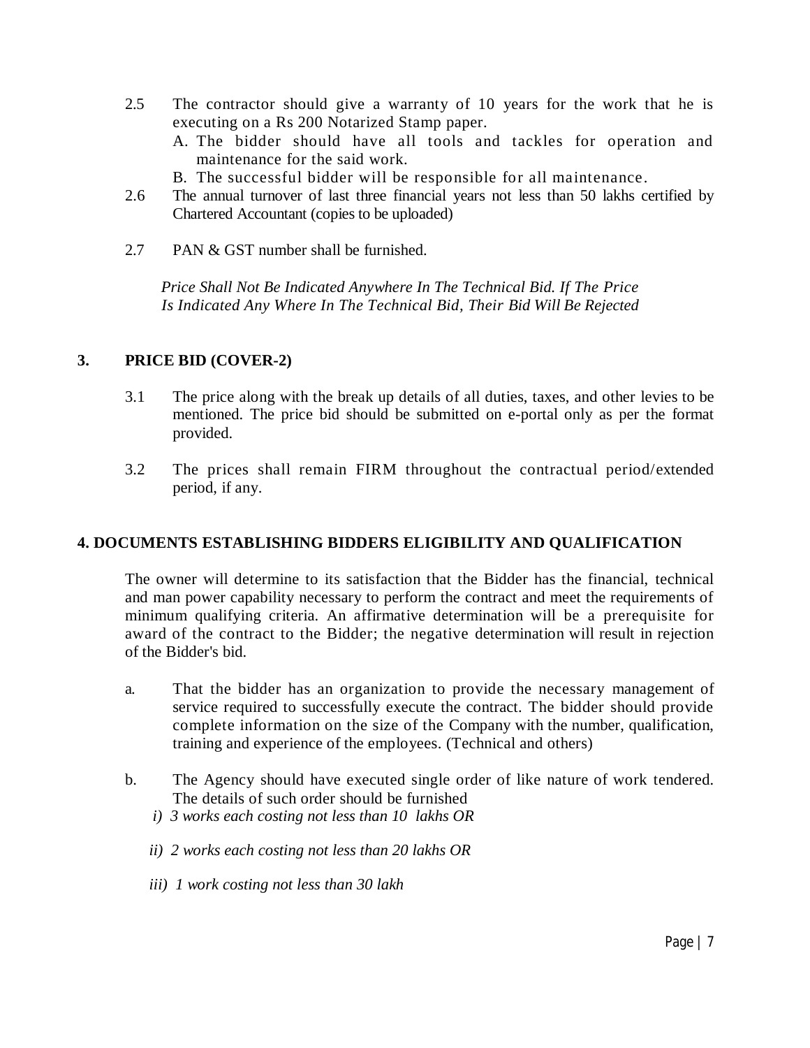2.5 The contractor should give a warranty of 10 years for the work that he is executing on a Rs 200 Notarized Stamp paper.

A. The bidder should have all tools and tackles for operation and maintenance for the said work.

B. The successful bidder will be responsible for all maintenance.

2.6 The annual turnover of last three financial years not less than 50 lakhs certified by Chartered Accountant (copies to be uploaded)

2.7 PAN & GST number shall be furnished.

*Price Shall Not Be Indicated Anywhere In The Technical Bid. If The Price Is Indicated Any Where In The Technical Bid, Their Bid Will Be Rejected*

## 3. PRICE BID (COVER-2)

3.1 The price along with the break up details of all duties, taxes, and other levies to be mentioned. The price bid should be submitted on e-portal only as per the format provided.

3.2 The prices shall remain FIRM throughout the contractual period/extended period, if any.

## 4. DOCUMENTS ESTABLISHING BIDDERS ELIGIBILITY AND QUALIFICATION

The owner will determine to its satisfaction that the Bidder has the financial, technical and man power capability necessary to perform the contract and meet the requirements of minimum qualifying criteria. An affirmative determination will be a prerequisite for award of the contract to the Bidder; the negative determination will result in rejection of the Bidder's bid.

a. That the bidder has an organization to provide the necessary management of service required to successfully execute the contract. The bidder should provide complete information on the size of the Company with the number, qualification, training and experience of the employees. (Technical and others)

b. The Agency should have executed single order of like nature of work tendered. The details of such order should be furnished

*i) 3 works each costing not less than 10 lakhs OR*

*ii) 2 works each costing not less than 20 lakhs OR*

*iii) 1 work costing not less than 30 lakh*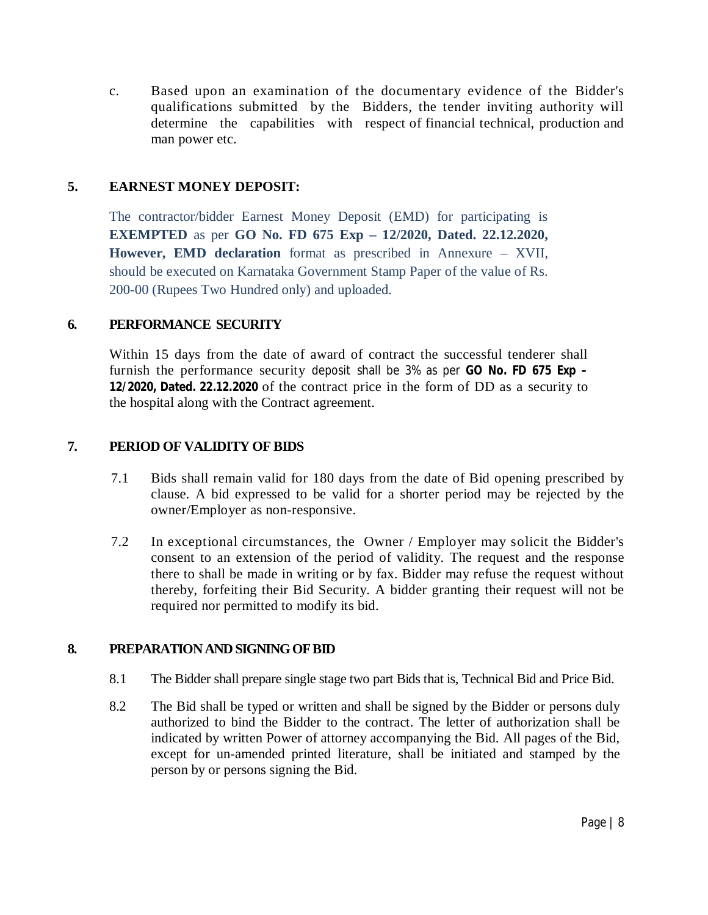c. Based upon an examination of the documentary evidence of the Bidder's qualifications submitted by the Bidders, the tender inviting authority will determine the capabilities with respect of financial technical, production and man power etc.

## 5. EARNEST MONEY DEPOSIT:

The contractor/bidder Earnest Money Deposit (EMD) for participating is **EXEMPTED** as per **GO No. FD 675 Exp – 12/2020, Dated. 22.12.2020, However, EMD declaration** format as prescribed in Annexure – XVII, should be executed on Karnataka Government Stamp Paper of the value of Rs. 200-00 (Rupees Two Hundred only) and uploaded.

## 6. PERFORMANCE SECURITY

Within 15 days from the date of award of contract the successful tenderer shall furnish the performance security deposit shall be 3% as per **GO No. FD 675 Exp – 12/2020, Dated. 22.12.2020** of the contract price in the form of DD as a security to the hospital along with the Contract agreement.

## 7. PERIOD OF VALIDITY OF BIDS

7.1 Bids shall remain valid for 180 days from the date of Bid opening prescribed by clause. A bid expressed to be valid for a shorter period may be rejected by the owner/Employer as non-responsive.

7.2 In exceptional circumstances, the Owner / Employer may solicit the Bidder's consent to an extension of the period of validity. The request and the response there to shall be made in writing or by fax. Bidder may refuse the request without thereby, forfeiting their Bid Security. A bidder granting their request will not be required nor permitted to modify its bid.

## 8. PREPARATION AND SIGNING OF BID

8.1 The Bidder shall prepare single stage two part Bids that is, Technical Bid and Price Bid.

8.2 The Bid shall be typed or written and shall be signed by the Bidder or persons duly authorized to bind the Bidder to the contract. The letter of authorization shall be indicated by written Power of attorney accompanying the Bid. All pages of the Bid, except for un-amended printed literature, shall be initiated and stamped by the person by or persons signing the Bid.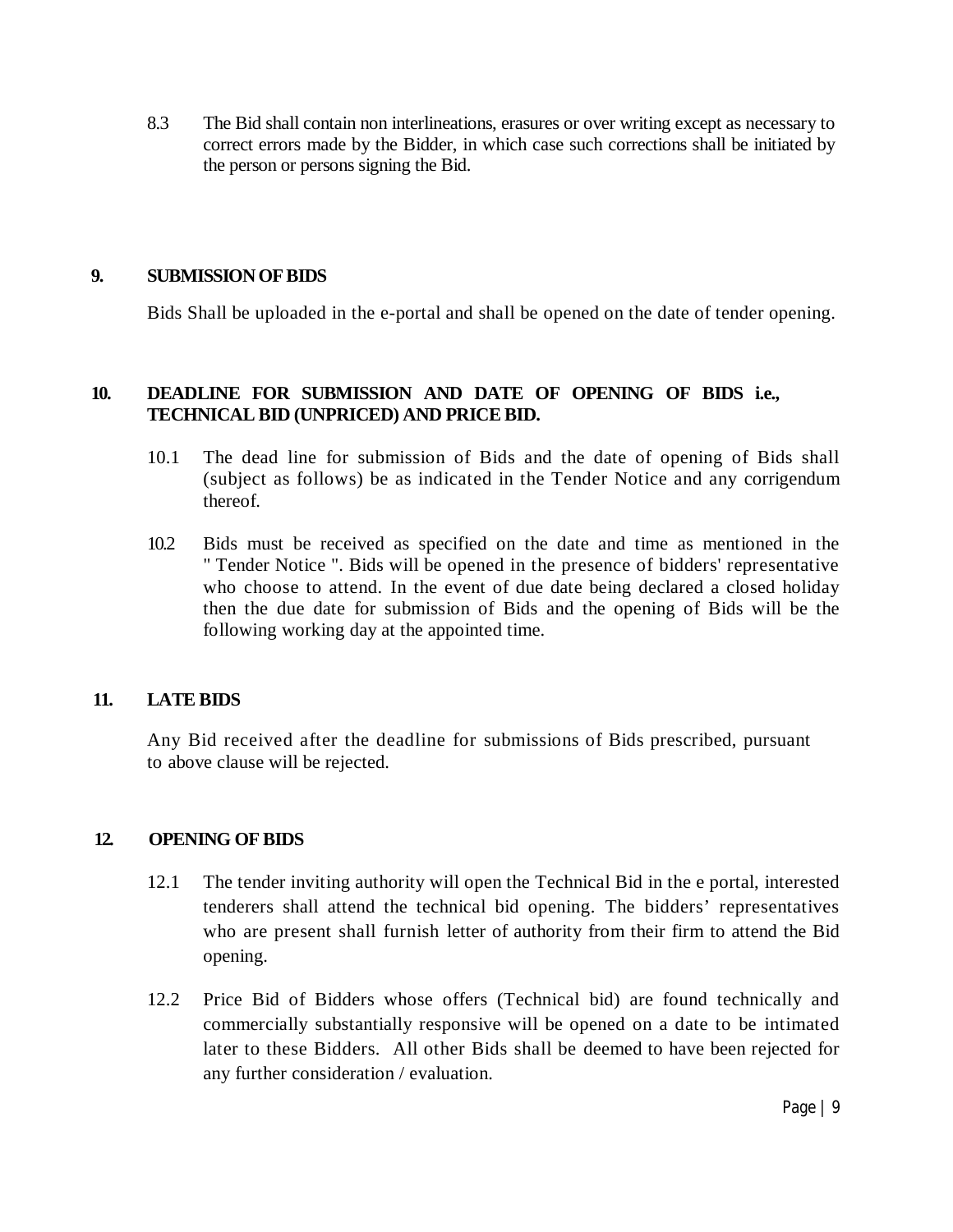8.3 The Bid shall contain non interlineations, erasures or over writing except as necessary to correct errors made by the Bidder, in which case such corrections shall be initiated by the person or persons signing the Bid.

## 9. SUBMISSION OF BIDS

Bids Shall be uploaded in the e-portal and shall be opened on the date of tender opening.

## 10. DEADLINE FOR SUBMISSION AND DATE OF OPENING OF BIDS i.e., TECHNICAL BID (UNPRICED) AND PRICE BID.

10.1 The dead line for submission of Bids and the date of opening of Bids shall (subject as follows) be as indicated in the Tender Notice and any corrigendum thereof.

10.2 Bids must be received as specified on the date and time as mentioned in the " Tender Notice ". Bids will be opened in the presence of bidders' representative who choose to attend. In the event of due date being declared a closed holiday then the due date for submission of Bids and the opening of Bids will be the following working day at the appointed time.

## 11. LATE BIDS

Any Bid received after the deadline for submissions of Bids prescribed, pursuant to above clause will be rejected.

## 12. OPENING OF BIDS

12.1 The tender inviting authority will open the Technical Bid in the e portal, interested tenderers shall attend the technical bid opening. The bidders' representatives who are present shall furnish letter of authority from their firm to attend the Bid opening.

12.2 Price Bid of Bidders whose offers (Technical bid) are found technically and commercially substantially responsive will be opened on a date to be intimated later to these Bidders. All other Bids shall be deemed to have been rejected for any further consideration / evaluation.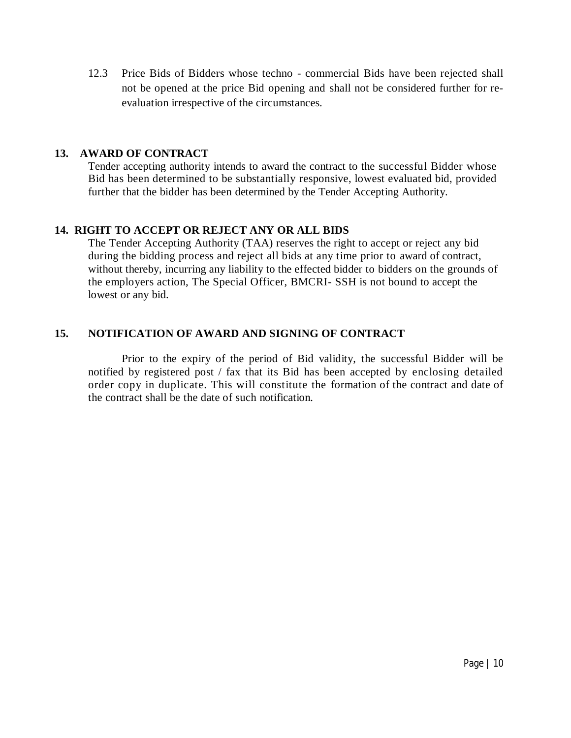12.3 Price Bids of Bidders whose techno - commercial Bids have been rejected shall not be opened at the price Bid opening and shall not be considered further for re-evaluation irrespective of the circumstances.

## 13. AWARD OF CONTRACT

Tender accepting authority intends to award the contract to the successful Bidder whose Bid has been determined to be substantially responsive, lowest evaluated bid, provided further that the bidder has been determined by the Tender Accepting Authority.

## 14. RIGHT TO ACCEPT OR REJECT ANY OR ALL BIDS

The Tender Accepting Authority (TAA) reserves the right to accept or reject any bid during the bidding process and reject all bids at any time prior to award of contract, without thereby, incurring any liability to the effected bidder to bidders on the grounds of the employers action, The Special Officer, BMCRI- SSH is not bound to accept the lowest or any bid.

## 15. NOTIFICATION OF AWARD AND SIGNING OF CONTRACT

Prior to the expiry of the period of Bid validity, the successful Bidder will be notified by registered post / fax that its Bid has been accepted by enclosing detailed order copy in duplicate. This will constitute the formation of the contract and date of the contract shall be the date of such notification.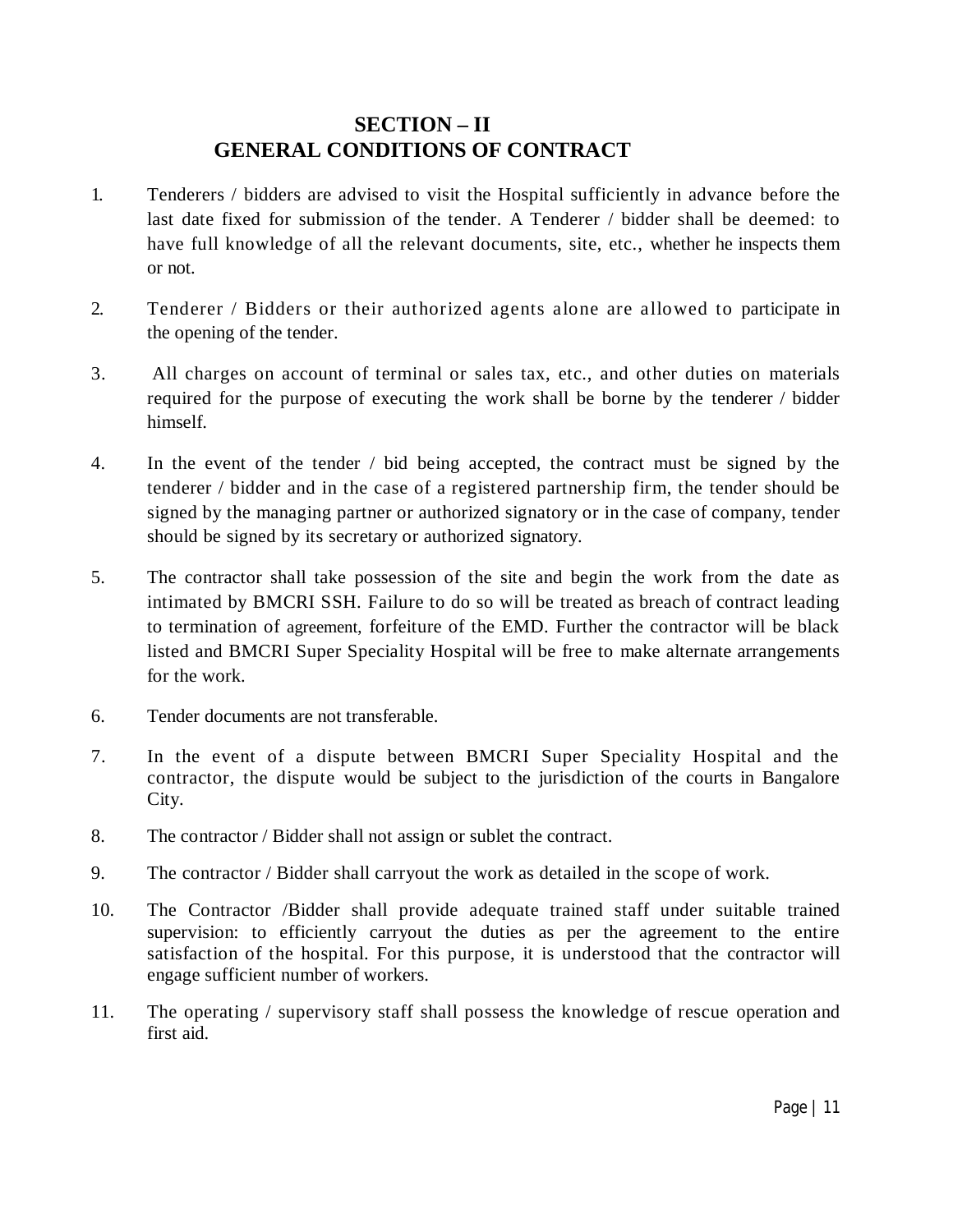# SECTION – II
# GENERAL CONDITIONS OF CONTRACT

1. Tenderers / bidders are advised to visit the Hospital sufficiently in advance before the last date fixed for submission of the tender. A Tenderer / bidder shall be deemed: to have full knowledge of all the relevant documents, site, etc., whether he inspects them or not.

2. Tenderer / Bidders or their authorized agents alone are allowed to participate in the opening of the tender.

3. All charges on account of terminal or sales tax, etc., and other duties on materials required for the purpose of executing the work shall be borne by the tenderer / bidder himself.

4. In the event of the tender / bid being accepted, the contract must be signed by the tenderer / bidder and in the case of a registered partnership firm, the tender should be signed by the managing partner or authorized signatory or in the case of company, tender should be signed by its secretary or authorized signatory.

5. The contractor shall take possession of the site and begin the work from the date as intimated by BMCRI SSH. Failure to do so will be treated as breach of contract leading to termination of agreement, forfeiture of the EMD. Further the contractor will be black listed and BMCRI Super Speciality Hospital will be free to make alternate arrangements for the work.

6. Tender documents are not transferable.

7. In the event of a dispute between BMCRI Super Speciality Hospital and the contractor, the dispute would be subject to the jurisdiction of the courts in Bangalore City.

8. The contractor / Bidder shall not assign or sublet the contract.

9. The contractor / Bidder shall carryout the work as detailed in the scope of work.

10. The Contractor /Bidder shall provide adequate trained staff under suitable trained supervision: to efficiently carryout the duties as per the agreement to the entire satisfaction of the hospital. For this purpose, it is understood that the contractor will engage sufficient number of workers.

11. The operating / supervisory staff shall possess the knowledge of rescue operation and first aid.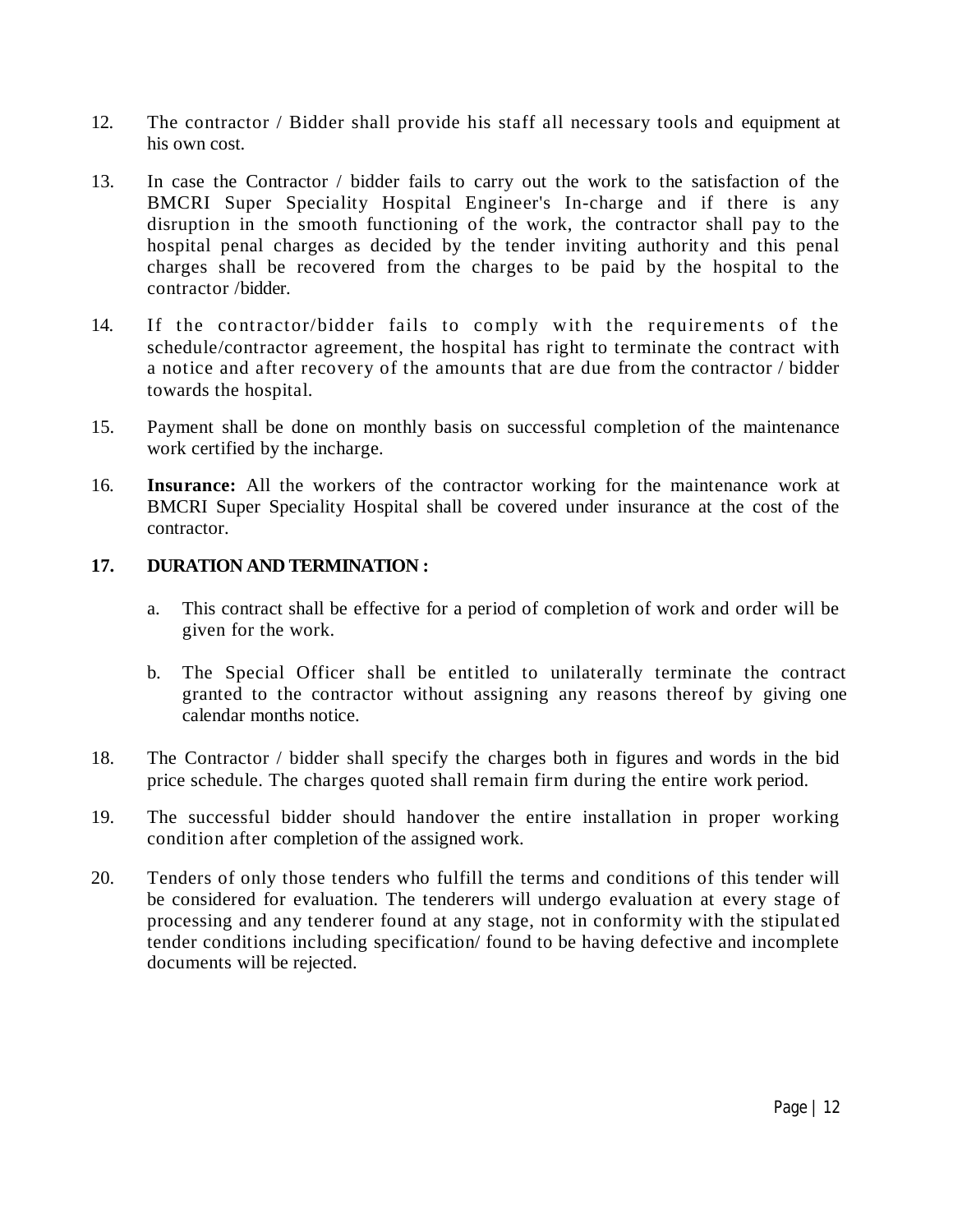12. The contractor / Bidder shall provide his staff all necessary tools and equipment at his own cost.

13. In case the Contractor / bidder fails to carry out the work to the satisfaction of the BMCRI Super Speciality Hospital Engineer's In-charge and if there is any disruption in the smooth functioning of the work, the contractor shall pay to the hospital penal charges as decided by the tender inviting authority and this penal charges shall be recovered from the charges to be paid by the hospital to the contractor /bidder.

14. If the contractor/bidder fails to comply with the requirements of the schedule/contractor agreement, the hospital has right to terminate the contract with a notice and after recovery of the amounts that are due from the contractor / bidder towards the hospital.

15. Payment shall be done on monthly basis on successful completion of the maintenance work certified by the incharge.

16. **Insurance:** All the workers of the contractor working for the maintenance work at BMCRI Super Speciality Hospital shall be covered under insurance at the cost of the contractor.

**17. DURATION AND TERMINATION :**

   a. This contract shall be effective for a period of completion of work and order will be given for the work.

   b. The Special Officer shall be entitled to unilaterally terminate the contract granted to the contractor without assigning any reasons thereof by giving one calendar months notice.

18. The Contractor / bidder shall specify the charges both in figures and words in the bid price schedule. The charges quoted shall remain firm during the entire work period.

19. The successful bidder should handover the entire installation in proper working condition after completion of the assigned work.

20. Tenders of only those tenders who fulfill the terms and conditions of this tender will be considered for evaluation. The tenderers will undergo evaluation at every stage of processing and any tenderer found at any stage, not in conformity with the stipulated tender conditions including specification/ found to be having defective and incomplete documents will be rejected.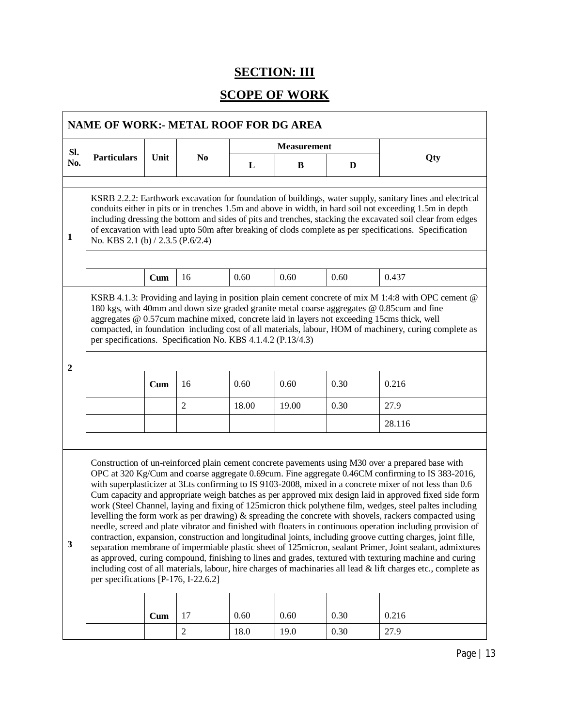# SECTION: III

# SCOPE OF WORK

| NAME OF WORK:- METAL ROOF FOR DG AREA | | | | | | | |
|---|---|---|---|---|---|---|---|
| Sl. No. | Particulars | Unit | No | Measurement | | | Qty |
| | | | | L | B | D | |
| | | | | | | | |
| 1 | KSRB 2.2.2: Earthwork excavation for foundation of buildings, water supply, sanitary lines and electrical conduits either in pits or in trenches 1.5m and above in width, in hard soil not exceeding 1.5m in depth including dressing the bottom and sides of pits and trenches, stacking the excavated soil clear from edges of excavation with lead upto 50m after breaking of clods complete as per specifications. Specification No. KBS 2.1 (b) / 2.3.5 (P.6/2.4) | | | | | | |
| | | | | | | | |
| | | Cum | 16 | 0.60 | 0.60 | 0.60 | 0.437 |
| 2 | KSRB 4.1.3: Providing and laying in position plain cement concrete of mix M 1:4:8 with OPC cement @ 180 kgs, with 40mm and down size graded granite metal coarse aggregates @ 0.85cum and fine aggregates @ 0.57cum machine mixed, concrete laid in layers not exceeding 15cms thick, well compacted, in foundation including cost of all materials, labour, HOM of machinery, curing complete as per specifications. Specification No. KBS 4.1.4.2 (P.13/4.3) | | | | | | |
| | | | | | | | |
| | | Cum | 16 | 0.60 | 0.60 | 0.30 | 0.216 |
| | | | 2 | 18.00 | 19.00 | 0.30 | 27.9 |
| | | | | | | | 28.116 |
| | | | | | | | |
| 3 | Construction of un-reinforced plain cement concrete pavements using M30 over a prepared base with OPC at 320 Kg/Cum and coarse aggregate 0.69cum. Fine aggregate 0.46CM confirming to IS 383-2016, with superplasticizer at 3Lts confirming to IS 9103-2008, mixed in a concrete mixer of not less than 0.6 Cum capacity and appropriate weigh batches as per approved mix design laid in approved fixed side form work (Steel Channel, laying and fixing of 125micron thick polythene film, wedges, steel paltes including levelling the form work as per drawing) & spreading the concrete with shovels, rackers compacted using needle, screed and plate vibrator and finished with floaters in continuous operation including provision of contraction, expansion, construction and longitudinal joints, including groove cutting charges, joint fille, separation membrane of impermiable plastic sheet of 125micron, sealant Primer, Joint sealant, admixtures as approved, curing compound, finishing to lines and grades, textured with texturing machine and curing including cost of all materials, labour, hire charges of machinaries all lead & lift charges etc., complete as per specifications [P-176, I-22.6.2] | | | | | | |
| | | | | | | | |
| | | Cum | 17 | 0.60 | 0.60 | 0.30 | 0.216 |
| | | | 2 | 18.0 | 19.0 | 0.30 | 27.9 |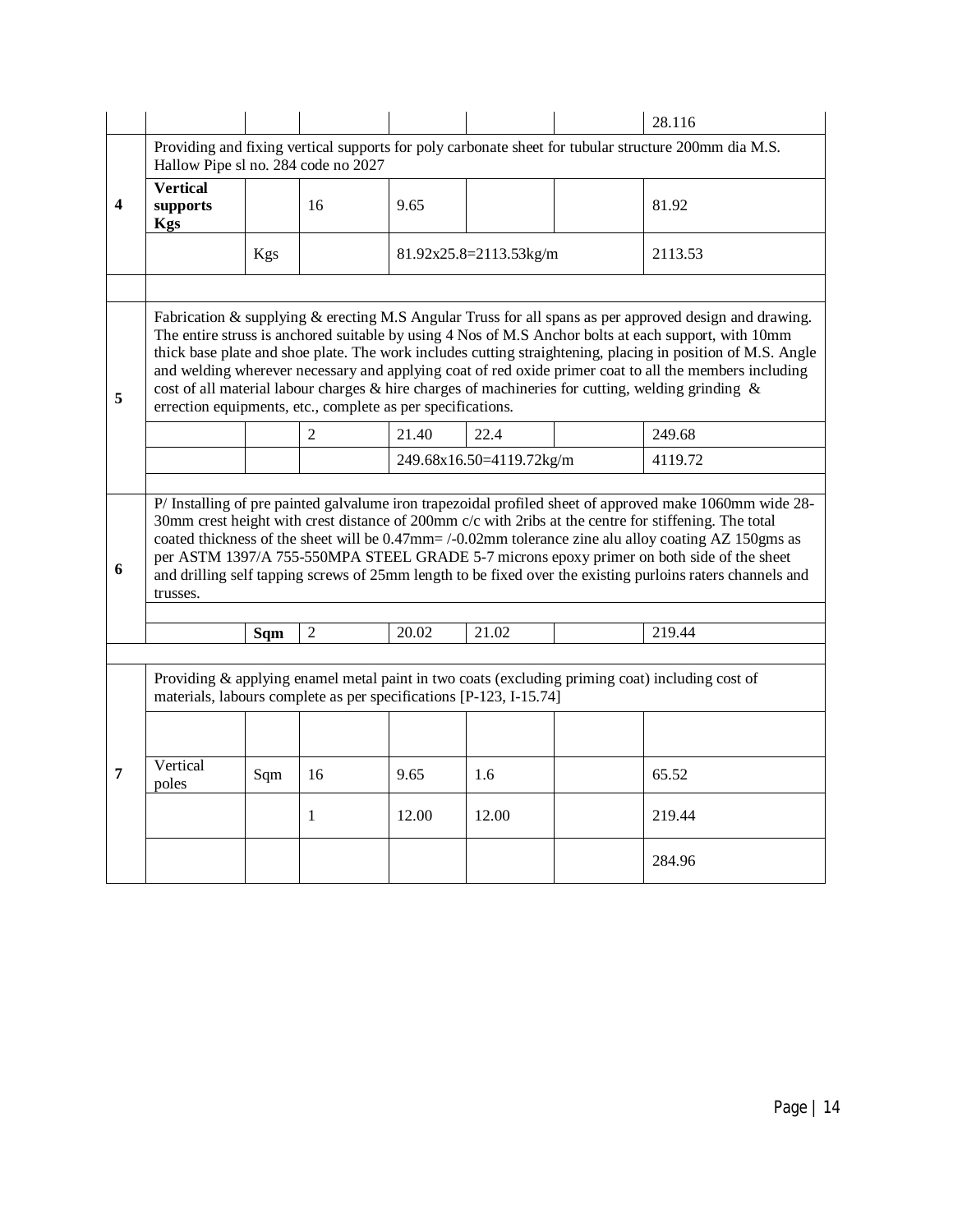| | | | | | | | |
|---|---|---|---|---|---|---|---|
| | | | | | | | 28.116 |
| 4 | Providing and fixing vertical supports for poly carbonate sheet for tubular structure 200mm dia M.S. Hallow Pipe sl no. 284 code no 2027 | | | | | | |
| | **Vertical supports Kgs** | | 16 | 9.65 | | | 81.92 |
| | | Kgs | | 81.92x25.8=2113.53kg/m | | | 2113.53 |
| | | | | | | | |
| 5 | Fabrication & supplying & erecting M.S Angular Truss for all spans as per approved design and drawing. The entire struss is anchored suitable by using 4 Nos of M.S Anchor bolts at each support, with 10mm thick base plate and shoe plate. The work includes cutting straightening, placing in position of M.S. Angle and welding wherever necessary and applying coat of red oxide primer coat to all the members including cost of all material labour charges & hire charges of machineries for cutting, welding grinding & errection equipments, etc., complete as per specifications. | | | | | | |
| | | | 2 | 21.40 | 22.4 | | 249.68 |
| | | | | 249.68x16.50=4119.72kg/m | | | 4119.72 |
| | | | | | | | |
| 6 | P/ Installing of pre painted galvalume iron trapezoidal profiled sheet of approved make 1060mm wide 28-30mm crest height with crest distance of 200mm c/c with 2ribs at the centre for stiffening. The total coated thickness of the sheet will be 0.47mm= /-0.02mm tolerance zine alu alloy coating AZ 150gms as per ASTM 1397/A 755-550MPA STEEL GRADE 5-7 microns epoxy primer on both side of the sheet and drilling self tapping screws of 25mm length to be fixed over the existing purloins raters channels and trusses. | | | | | | |
| | | | | | | | |
| | | **Sqm** | 2 | 20.02 | 21.02 | | 219.44 |
| | | | | | | | |
| 7 | Providing & applying enamel metal paint in two coats (excluding priming coat) including cost of materials, labours complete as per specifications [P-123, I-15.74] | | | | | | |
| | | | | | | | |
| | Vertical poles | Sqm | 16 | 9.65 | 1.6 | | 65.52 |
| | | | 1 | 12.00 | 12.00 | | 219.44 |
| | | | | | | | 284.96 |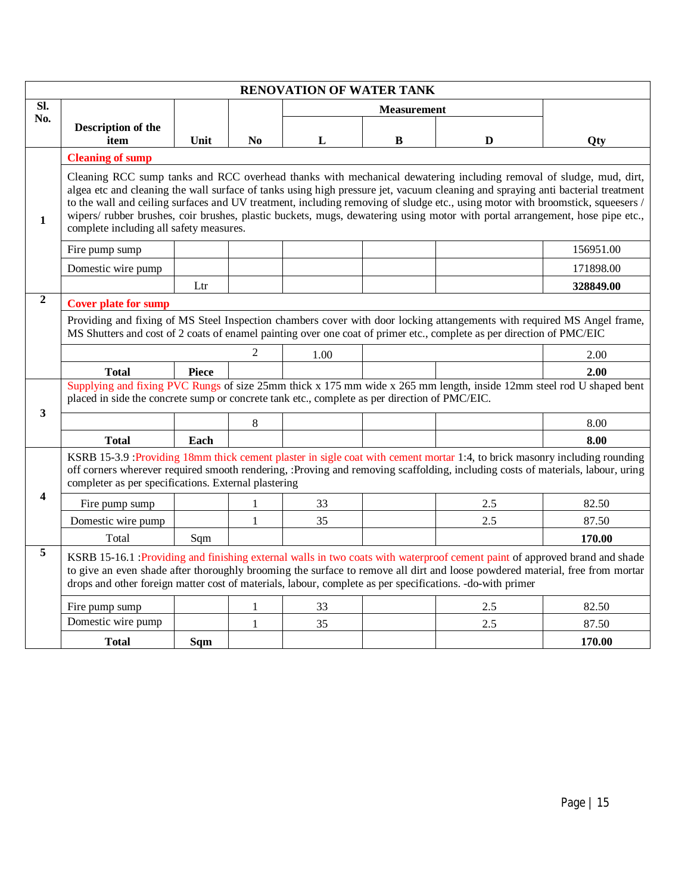| RENOVATION OF WATER TANK | | | | | | | |
|---|---|---|---|---|---|---|---|
| **Sl. No.** | **Description of the item** | **Unit** | **No** | **Measurement** | | | **Qty** |
| | | | | **L** | **B** | **D** | |
| **1** | **Cleaning of sump** | | | | | | |
| | Cleaning RCC sump tanks and RCC overhead thanks with mechanical dewatering including removal of sludge, mud, dirt, algea etc and cleaning the wall surface of tanks using high pressure jet, vacuum cleaning and spraying anti bacterial treatment to the wall and ceiling surfaces and UV treatment, including removing of sludge etc., using motor with broomstick, squeesers / wipers/ rubber brushes, coir brushes, plastic buckets, mugs, dewatering using motor with portal arrangement, hose pipe etc., complete including all safety measures. | | | | | | |
| | Fire pump sump | | | | | | 156951.00 |
| | Domestic wire pump | | | | | | 171898.00 |
| | | Ltr | | | | | **328849.00** |
| **2** | **Cover plate for sump** | | | | | | |
| | Providing and fixing of MS Steel Inspection chambers cover with door locking attangements with required MS Angel frame, MS Shutters and cost of 2 coats of enamel painting over one coat of primer etc., complete as per direction of PMC/EIC | | | | | | |
| | | | 2 | 1.00 | | | 2.00 |
| | **Total** | **Piece** | | | | | **2.00** |
| **3** | Supplying and fixing PVC Rungs of size 25mm thick x 175 mm wide x 265 mm length, inside 12mm steel rod U shaped bent placed in side the concrete sump or concrete tank etc., complete as per direction of PMC/EIC. | | | | | | |
| | | | 8 | | | | 8.00 |
| | **Total** | **Each** | | | | | **8.00** |
| **4** | KSRB 15-3.9 :Providing 18mm thick cement plaster in sigle coat with cement mortar 1:4, to brick masonry including rounding off corners wherever required smooth rendering, :Proving and removing scaffolding, including costs of materials, labour, uring completer as per specifications. External plastering | | | | | | |
| | Fire pump sump | | 1 | 33 | | 2.5 | 82.50 |
| | Domestic wire pump | | 1 | 35 | | 2.5 | 87.50 |
| | Total | Sqm | | | | | **170.00** |
| **5** | KSRB 15-16.1 :Providing and finishing external walls in two coats with waterproof cement paint of approved brand and shade to give an even shade after thoroughly brooming the surface to remove all dirt and loose powdered material, free from mortar drops and other foreign matter cost of materials, labour, complete as per specifications. -do-with primer | | | | | | |
| | Fire pump sump | | 1 | 33 | | 2.5 | 82.50 |
| | Domestic wire pump | | 1 | 35 | | 2.5 | 87.50 |
| | **Total** | **Sqm** | | | | | **170.00** |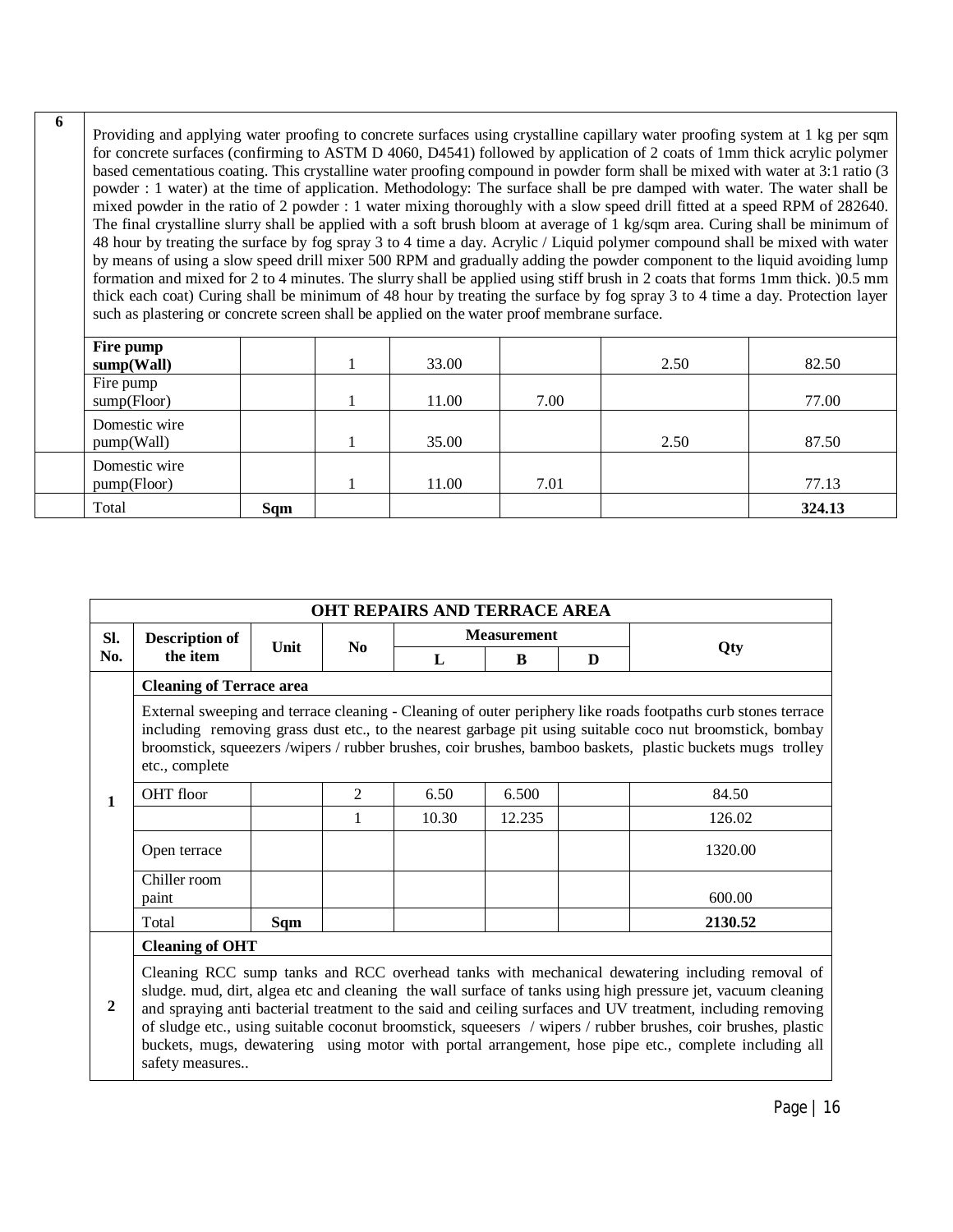| 6 | Providing and applying water proofing to concrete surfaces using crystalline capillary water proofing system at 1 kg per sqm for concrete surfaces (confirming to ASTM D 4060, D4541) followed by application of 2 coats of 1mm thick acrylic polymer based cementatious coating. This crystalline water proofing compound in powder form shall be mixed with water at 3:1 ratio (3 powder : 1 water) at the time of application. Methodology: The surface shall be pre damped with water. The water shall be mixed powder in the ratio of 2 powder : 1 water mixing thoroughly with a slow speed drill fitted at a speed RPM of 282640. The final crystalline slurry shall be applied with a soft brush bloom at average of 1 kg/sqm area. Curing shall be minimum of 48 hour by treating the surface by fog spray 3 to 4 time a day. Acrylic / Liquid polymer compound shall be mixed with water by means of using a slow speed drill mixer 500 RPM and gradually adding the powder component to the liquid avoiding lump formation and mixed for 2 to 4 minutes. The slurry shall be applied using stiff brush in 2 coats that forms 1mm thick. )0.5 mm thick each coat) Curing shall be minimum of 48 hour by treating the surface by fog spray 3 to 4 time a day. Protection layer such as plastering or concrete screen shall be applied on the water proof membrane surface. | | | | | | |
|---|---|---|---|---|---|---|---|
| | **Fire pump sump(Wall)** | | 1 | 33.00 | | 2.50 | 82.50 |
| | Fire pump sump(Floor) | | 1 | 11.00 | 7.00 | | 77.00 |
| | Domestic wire pump(Wall) | | 1 | 35.00 | | 2.50 | 87.50 |
| | Domestic wire pump(Floor) | | 1 | 11.00 | 7.01 | | 77.13 |
| | Total | **Sqm** | | | | | **324.13** |

| **OHT REPAIRS AND TERRACE AREA** | | | | | | | |
|---|---|---|---|---|---|---|---|
| **Sl. No.** | **Description of the item** | **Unit** | **No** | **Measurement** | | | **Qty** |
| | | | | **L** | **B** | **D** | |
| **1** | **Cleaning of Terrace area** | | | | | | |
| | External sweeping and terrace cleaning - Cleaning of outer periphery like roads footpaths curb stones terrace including removing grass dust etc., to the nearest garbage pit using suitable coco nut broomstick, bombay broomstick, squeezers /wipers / rubber brushes, coir brushes, bamboo baskets, plastic buckets mugs trolley etc., complete | | | | | | |
| | OHT floor | | 2 | 6.50 | 6.500 | | 84.50 |
| | | | 1 | 10.30 | 12.235 | | 126.02 |
| | Open terrace | | | | | | 1320.00 |
| | Chiller room paint | | | | | | 600.00 |
| | Total | **Sqm** | | | | | **2130.52** |
| **2** | **Cleaning of OHT** | | | | | | |
| | Cleaning RCC sump tanks and RCC overhead tanks with mechanical dewatering including removal of sludge. mud, dirt, algea etc and cleaning the wall surface of tanks using high pressure jet, vacuum cleaning and spraying anti bacterial treatment to the said and ceiling surfaces and UV treatment, including removing of sludge etc., using suitable coconut broomstick, squeesers / wipers / rubber brushes, coir brushes, plastic buckets, mugs, dewatering using motor with portal arrangement, hose pipe etc., complete including all safety measures.. | | | | | | |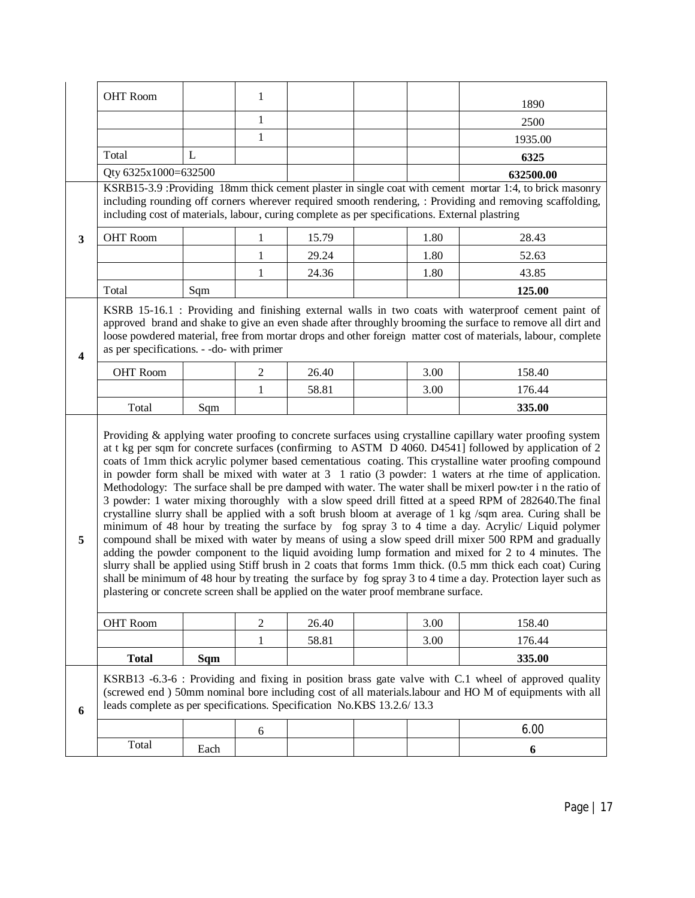| | | | | | | | |
|---|---|---|---|---|---|---|---|
| | OHT Room | | 1 | | | | 1890 |
| | | | 1 | | | | 2500 |
| | | | 1 | | | | 1935.00 |
| | Total | L | | | | | **6325** |
| | Qty 6325x1000=632500 | | | | | | **632500.00** |
| **3** | KSRB15-3.9 :Providing 18mm thick cement plaster in single coat with cement mortar 1:4, to brick masonry including rounding off corners wherever required smooth rendering, : Providing and removing scaffolding, including cost of materials, labour, curing complete as per specifications. External plastring | | | | | | |
| | OHT Room | | 1 | 15.79 | | 1.80 | 28.43 |
| | | | 1 | 29.24 | | 1.80 | 52.63 |
| | | | 1 | 24.36 | | 1.80 | 43.85 |
| | Total | Sqm | | | | | **125.00** |
| **4** | KSRB 15-16.1 : Providing and finishing external walls in two coats with waterproof cement paint of approved brand and shake to give an even shade after throughly brooming the surface to remove all dirt and loose powdered material, free from mortar drops and other foreign matter cost of materials, labour, complete as per specifications. - -do- with primer | | | | | | |
| | OHT Room | | 2 | 26.40 | | 3.00 | 158.40 |
| | | | 1 | 58.81 | | 3.00 | 176.44 |
| | Total | Sqm | | | | | **335.00** |
| **5** | Providing & applying water proofing to concrete surfaces using crystalline capillary water proofing system at t kg per sqm for concrete surfaces (confirming to ASTM D 4060. D4541] followed by application of 2 coats of 1mm thick acrylic polymer based cementatious coating. This crystalline water proofing compound in powder form shall be mixed with water at 3 1 ratio (3 powder: 1 waters at rhe time of application. Methodology: The surface shall be pre damped with water. The water shall be mixerl pow‹ter i n the ratio of 3 powder: 1 water mixing thoroughly with a slow speed drill fitted at a speed RPM of 282640.The final crystalline slurry shall be applied with a soft brush bloom at average of 1 kg /sqm area. Curing shall be minimum of 48 hour by treating the surface by fog spray 3 to 4 time a day. Acrylic/ Liquid polymer compound shall be mixed with water by means of using a slow speed drill mixer 500 RPM and gradually adding the powder component to the liquid avoiding lump formation and mixed for 2 to 4 minutes. The slurry shall be applied using Stiff brush in 2 coats that forms 1mm thick. (0.5 mm thick each coat) Curing shall be minimum of 48 hour by treating the surface by fog spray 3 to 4 time a day. Protection layer such as plastering or concrete screen shall be applied on the water proof membrane surface. | | | | | | |
| | OHT Room | | 2 | 26.40 | | 3.00 | 158.40 |
| | | | 1 | 58.81 | | 3.00 | 176.44 |
| | **Total** | **Sqm** | | | | | **335.00** |
| **6** | KSRB13 -6.3-6 : Providing and fixing in position brass gate valve with C.1 wheel of approved quality (screwed end ) 50mm nominal bore including cost of all materials.labour and HO M of equipments with all leads complete as per specifications. Specification No.KBS 13.2.6/ 13.3 | | | | | | |
| | | | 6 | | | | 6.00 |
| | Total | Each | | | | | **6** |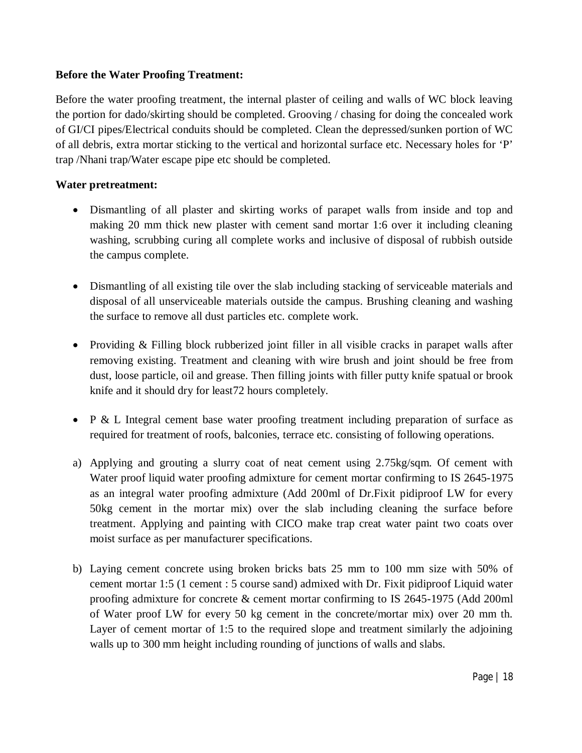**Before the Water Proofing Treatment:**

Before the water proofing treatment, the internal plaster of ceiling and walls of WC block leaving the portion for dado/skirting should be completed. Grooving / chasing for doing the concealed work of GI/CI pipes/Electrical conduits should be completed. Clean the depressed/sunken portion of WC of all debris, extra mortar sticking to the vertical and horizontal surface etc. Necessary holes for 'P' trap /Nhani trap/Water escape pipe etc should be completed.

**Water pretreatment:**

- Dismantling of all plaster and skirting works of parapet walls from inside and top and making 20 mm thick new plaster with cement sand mortar 1:6 over it including cleaning washing, scrubbing curing all complete works and inclusive of disposal of rubbish outside the campus complete.

- Dismantling of all existing tile over the slab including stacking of serviceable materials and disposal of all unserviceable materials outside the campus. Brushing cleaning and washing the surface to remove all dust particles etc. complete work.

- Providing & Filling block rubberized joint filler in all visible cracks in parapet walls after removing existing. Treatment and cleaning with wire brush and joint should be free from dust, loose particle, oil and grease. Then filling joints with filler putty knife spatual or brook knife and it should dry for least72 hours completely.

- P & L Integral cement base water proofing treatment including preparation of surface as required for treatment of roofs, balconies, terrace etc. consisting of following operations.

a) Applying and grouting a slurry coat of neat cement using 2.75kg/sqm. Of cement with Water proof liquid water proofing admixture for cement mortar confirming to IS 2645-1975 as an integral water proofing admixture (Add 200ml of Dr.Fixit pidiproof LW for every 50kg cement in the mortar mix) over the slab including cleaning the surface before treatment. Applying and painting with CICO make trap creat water paint two coats over moist surface as per manufacturer specifications.

b) Laying cement concrete using broken bricks bats 25 mm to 100 mm size with 50% of cement mortar 1:5 (1 cement : 5 course sand) admixed with Dr. Fixit pidiproof Liquid water proofing admixture for concrete & cement mortar confirming to IS 2645-1975 (Add 200ml of Water proof LW for every 50 kg cement in the concrete/mortar mix) over 20 mm th. Layer of cement mortar of 1:5 to the required slope and treatment similarly the adjoining walls up to 300 mm height including rounding of junctions of walls and slabs.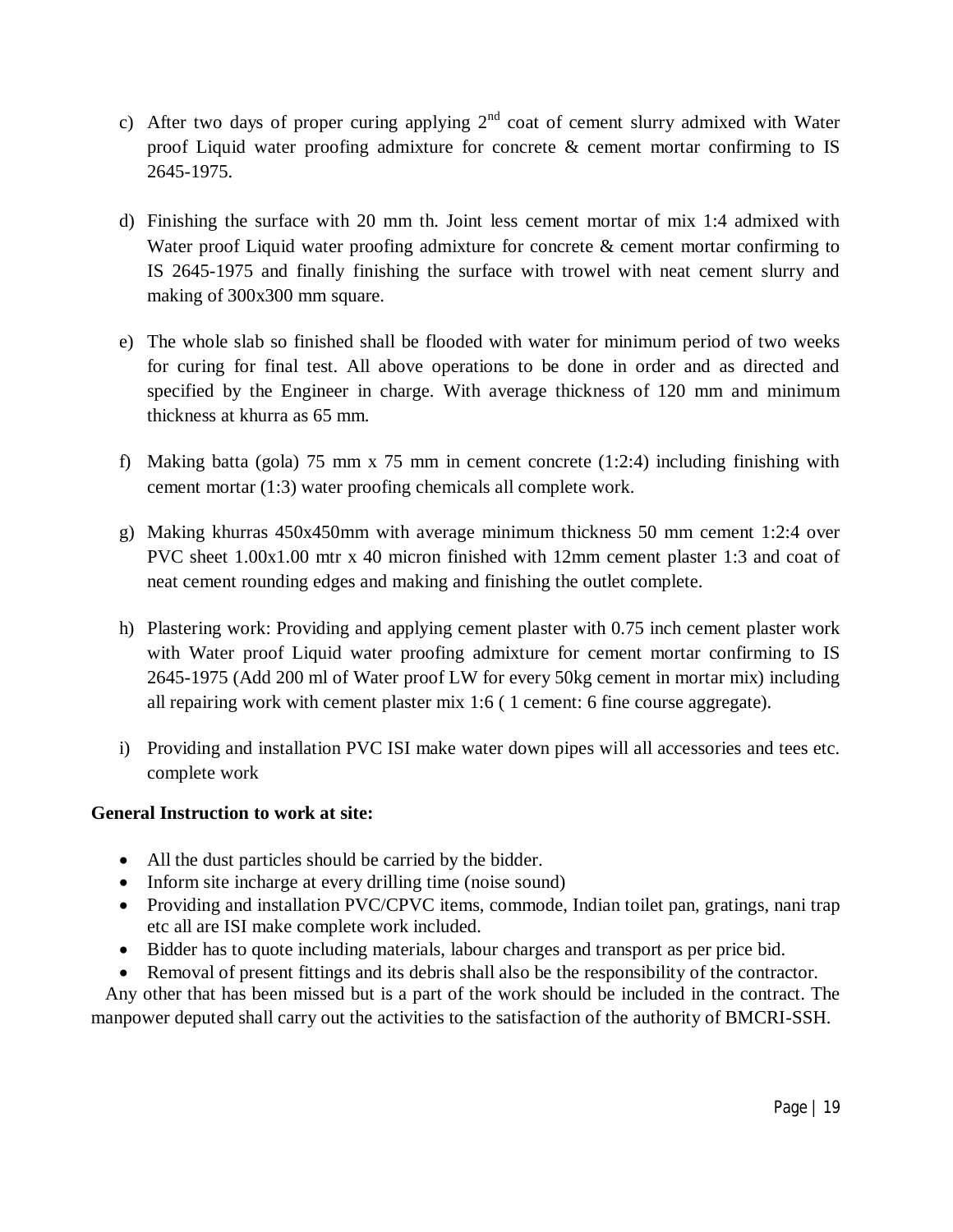c) After two days of proper curing applying 2nd coat of cement slurry admixed with Water proof Liquid water proofing admixture for concrete & cement mortar confirming to IS 2645-1975.

d) Finishing the surface with 20 mm th. Joint less cement mortar of mix 1:4 admixed with Water proof Liquid water proofing admixture for concrete & cement mortar confirming to IS 2645-1975 and finally finishing the surface with trowel with neat cement slurry and making of 300x300 mm square.

e) The whole slab so finished shall be flooded with water for minimum period of two weeks for curing for final test. All above operations to be done in order and as directed and specified by the Engineer in charge. With average thickness of 120 mm and minimum thickness at khurra as 65 mm.

f) Making batta (gola) 75 mm x 75 mm in cement concrete (1:2:4) including finishing with cement mortar (1:3) water proofing chemicals all complete work.

g) Making khurras 450x450mm with average minimum thickness 50 mm cement 1:2:4 over PVC sheet 1.00x1.00 mtr x 40 micron finished with 12mm cement plaster 1:3 and coat of neat cement rounding edges and making and finishing the outlet complete.

h) Plastering work: Providing and applying cement plaster with 0.75 inch cement plaster work with Water proof Liquid water proofing admixture for cement mortar confirming to IS 2645-1975 (Add 200 ml of Water proof LW for every 50kg cement in mortar mix) including all repairing work with cement plaster mix 1:6 ( 1 cement: 6 fine course aggregate).

i) Providing and installation PVC ISI make water down pipes will all accessories and tees etc. complete work

**General Instruction to work at site:**

- All the dust particles should be carried by the bidder.
- Inform site incharge at every drilling time (noise sound)
- Providing and installation PVC/CPVC items, commode, Indian toilet pan, gratings, nani trap etc all are ISI make complete work included.
- Bidder has to quote including materials, labour charges and transport as per price bid.
- Removal of present fittings and its debris shall also be the responsibility of the contractor.

Any other that has been missed but is a part of the work should be included in the contract. The manpower deputed shall carry out the activities to the satisfaction of the authority of BMCRI-SSH.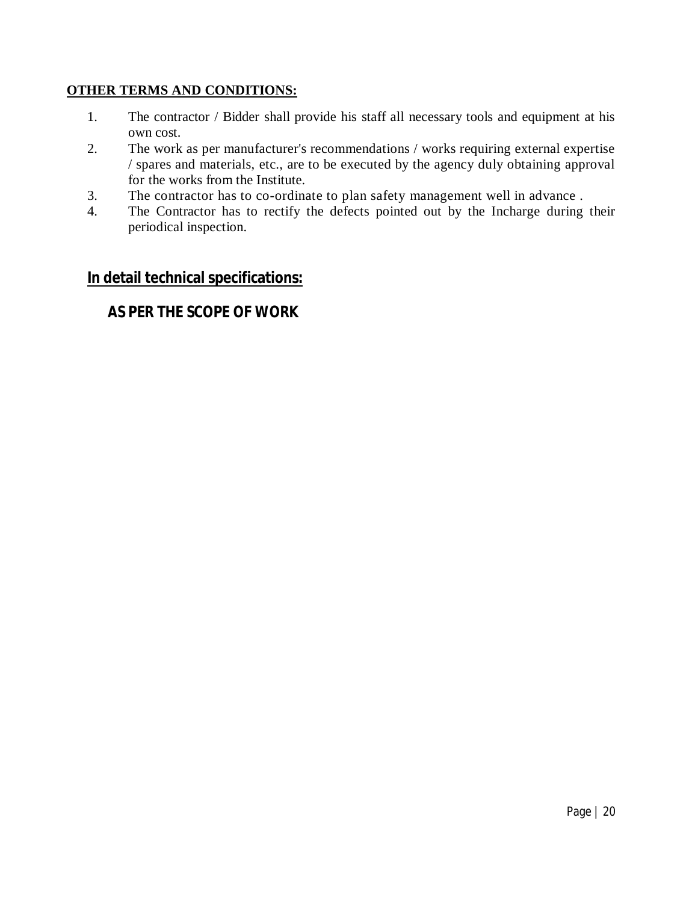**OTHER TERMS AND CONDITIONS:**

1. The contractor / Bidder shall provide his staff all necessary tools and equipment at his own cost.
2. The work as per manufacturer's recommendations / works requiring external expertise / spares and materials, etc., are to be executed by the agency duly obtaining approval for the works from the Institute.
3. The contractor has to co-ordinate to plan safety management well in advance .
4. The Contractor has to rectify the defects pointed out by the Incharge during their periodical inspection.

## In detail technical specifications:

### AS PER THE SCOPE OF WORK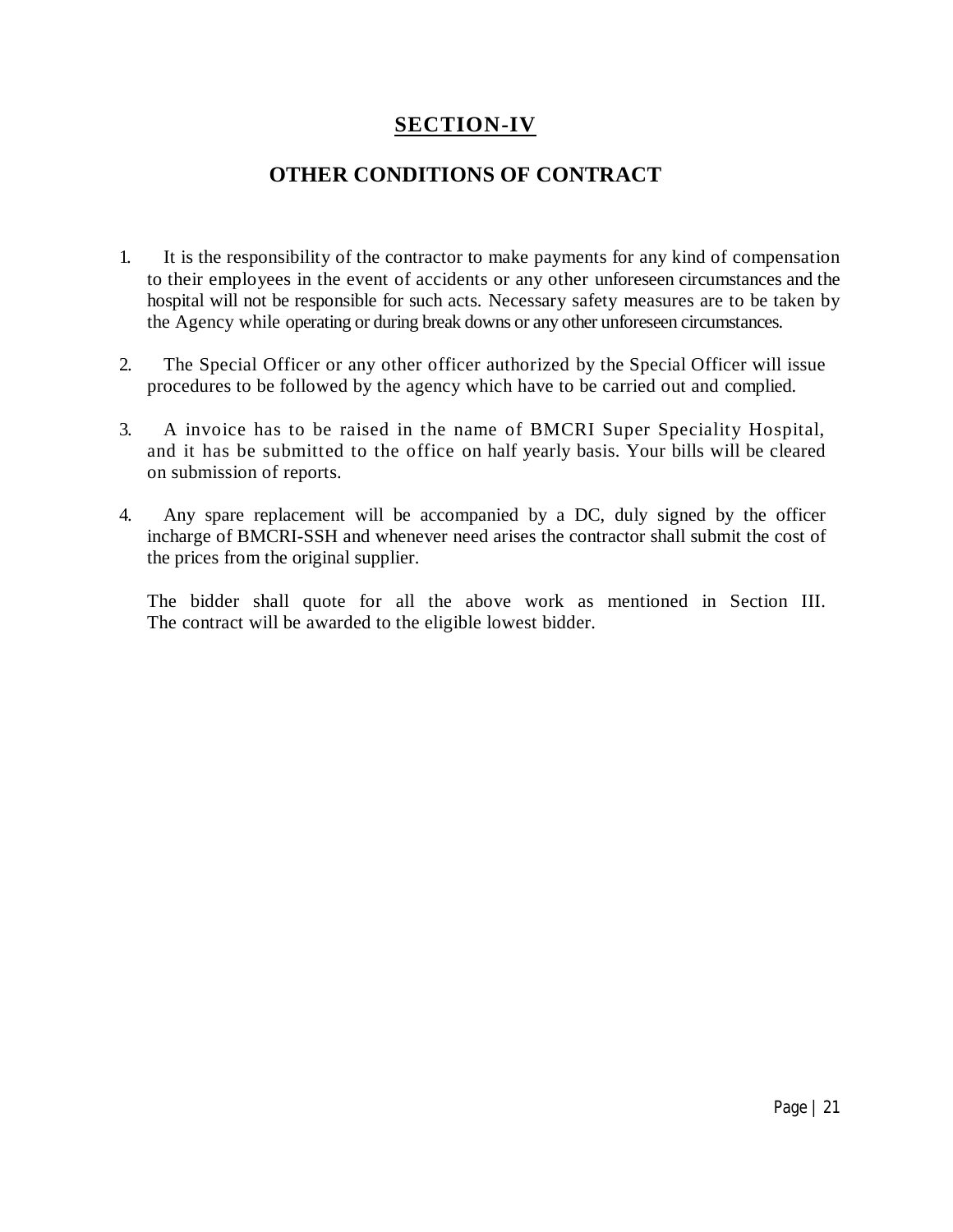# SECTION-IV

## OTHER CONDITIONS OF CONTRACT

1. It is the responsibility of the contractor to make payments for any kind of compensation to their employees in the event of accidents or any other unforeseen circumstances and the hospital will not be responsible for such acts. Necessary safety measures are to be taken by the Agency while operating or during break downs or any other unforeseen circumstances.

2. The Special Officer or any other officer authorized by the Special Officer will issue procedures to be followed by the agency which have to be carried out and complied.

3. A invoice has to be raised in the name of BMCRI Super Speciality Hospital, and it has be submitted to the office on half yearly basis. Your bills will be cleared on submission of reports.

4. Any spare replacement will be accompanied by a DC, duly signed by the officer incharge of BMCRI-SSH and whenever need arises the contractor shall submit the cost of the prices from the original supplier.

The bidder shall quote for all the above work as mentioned in Section III. The contract will be awarded to the eligible lowest bidder.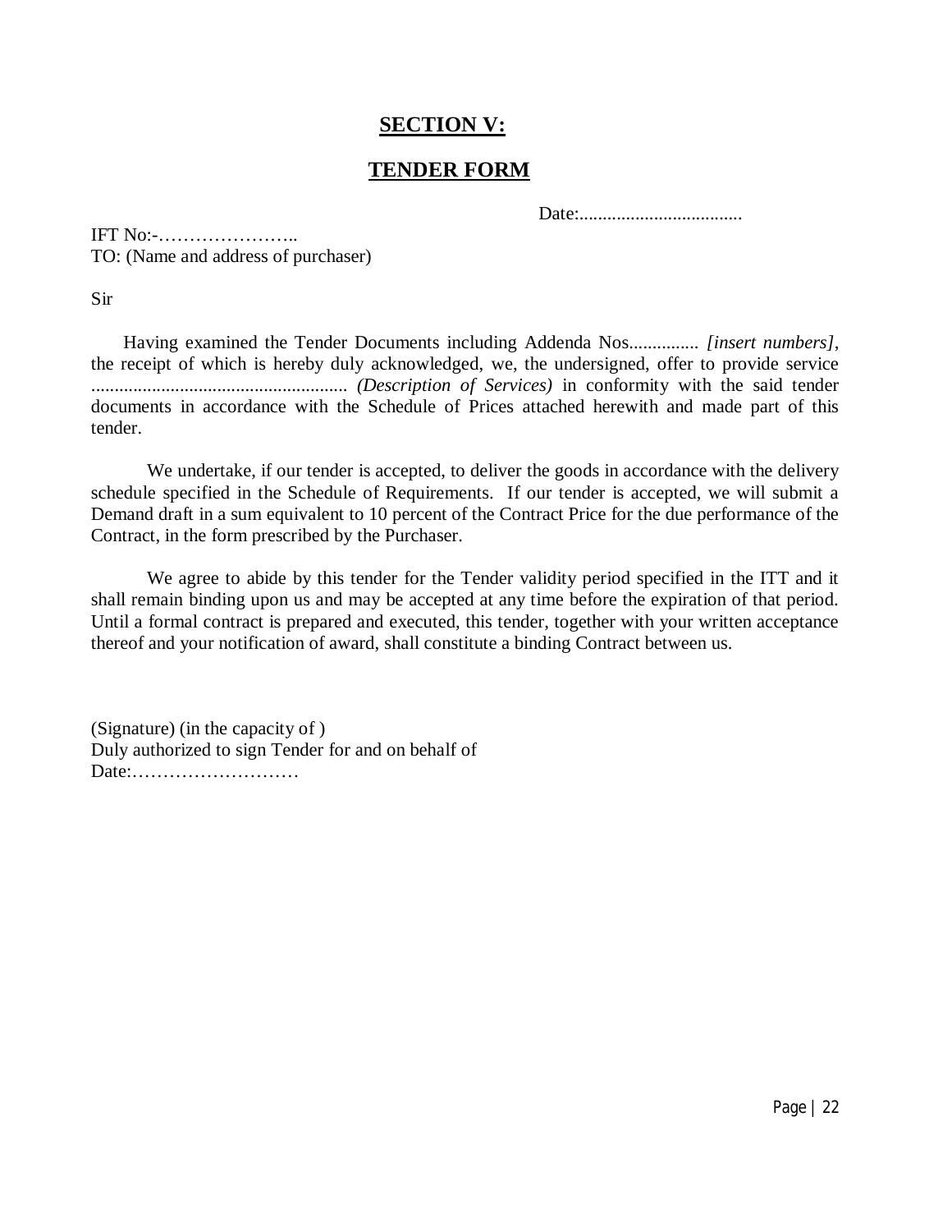## SECTION V:

## TENDER FORM

Date:....................................

IFT No:-…………………..
TO: (Name and address of purchaser)

Sir

Having examined the Tender Documents including Addenda Nos............... *[insert numbers]*, the receipt of which is hereby duly acknowledged, we, the undersigned, offer to provide service ....................................................... *(Description of Services)* in conformity with the said tender documents in accordance with the Schedule of Prices attached herewith and made part of this tender.

We undertake, if our tender is accepted, to deliver the goods in accordance with the delivery schedule specified in the Schedule of Requirements. If our tender is accepted, we will submit a Demand draft in a sum equivalent to 10 percent of the Contract Price for the due performance of the Contract, in the form prescribed by the Purchaser.

We agree to abide by this tender for the Tender validity period specified in the ITT and it shall remain binding upon us and may be accepted at any time before the expiration of that period. Until a formal contract is prepared and executed, this tender, together with your written acceptance thereof and your notification of award, shall constitute a binding Contract between us.

(Signature) (in the capacity of )
Duly authorized to sign Tender for and on behalf of
Date:………………………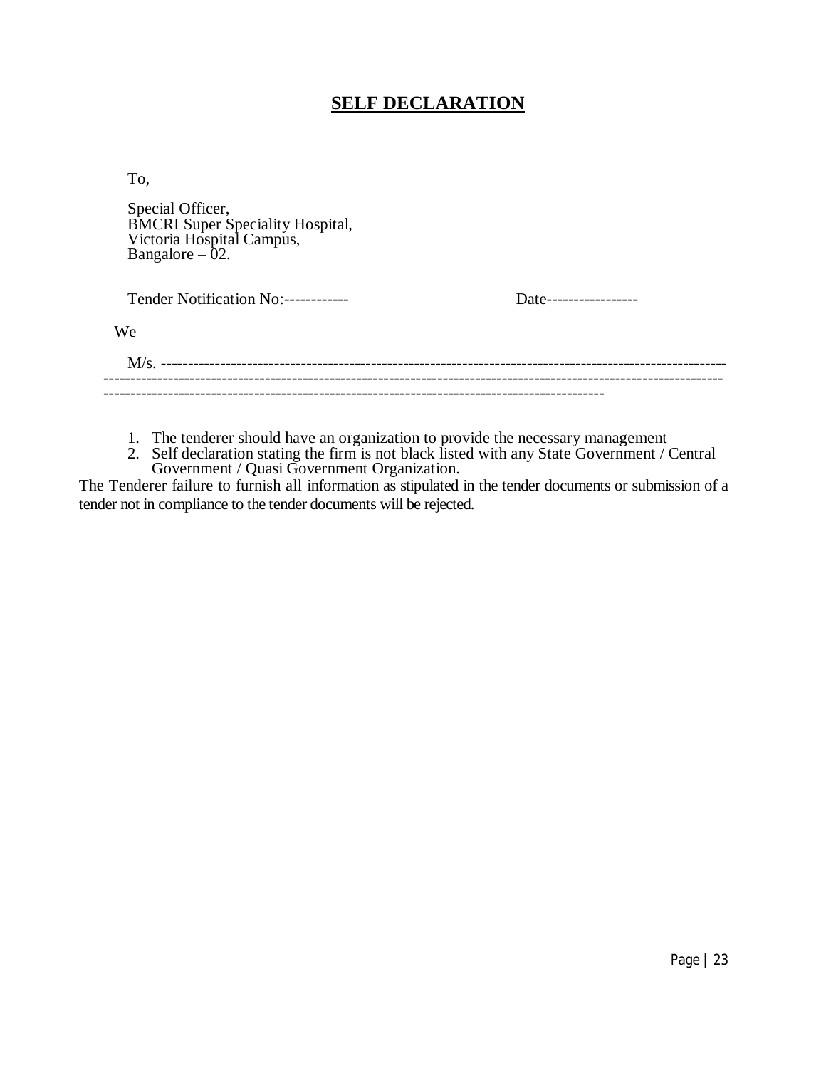# SELF DECLARATION

To,

Special Officer,
BMCRI Super Speciality Hospital,
Victoria Hospital Campus,
Bangalore – 02.

Tender Notification No:------------ Date-----------------

We

M/s. -----------------------------------------------------------------------------------------------------------
---------------------------------------------------------------------------------------------------------------------
-------------------------------------------------------------------------------------------

1. The tenderer should have an organization to provide the necessary management
2. Self declaration stating the firm is not black listed with any State Government / Central Government / Quasi Government Organization.

The Tenderer failure to furnish all information as stipulated in the tender documents or submission of a tender not in compliance to the tender documents will be rejected.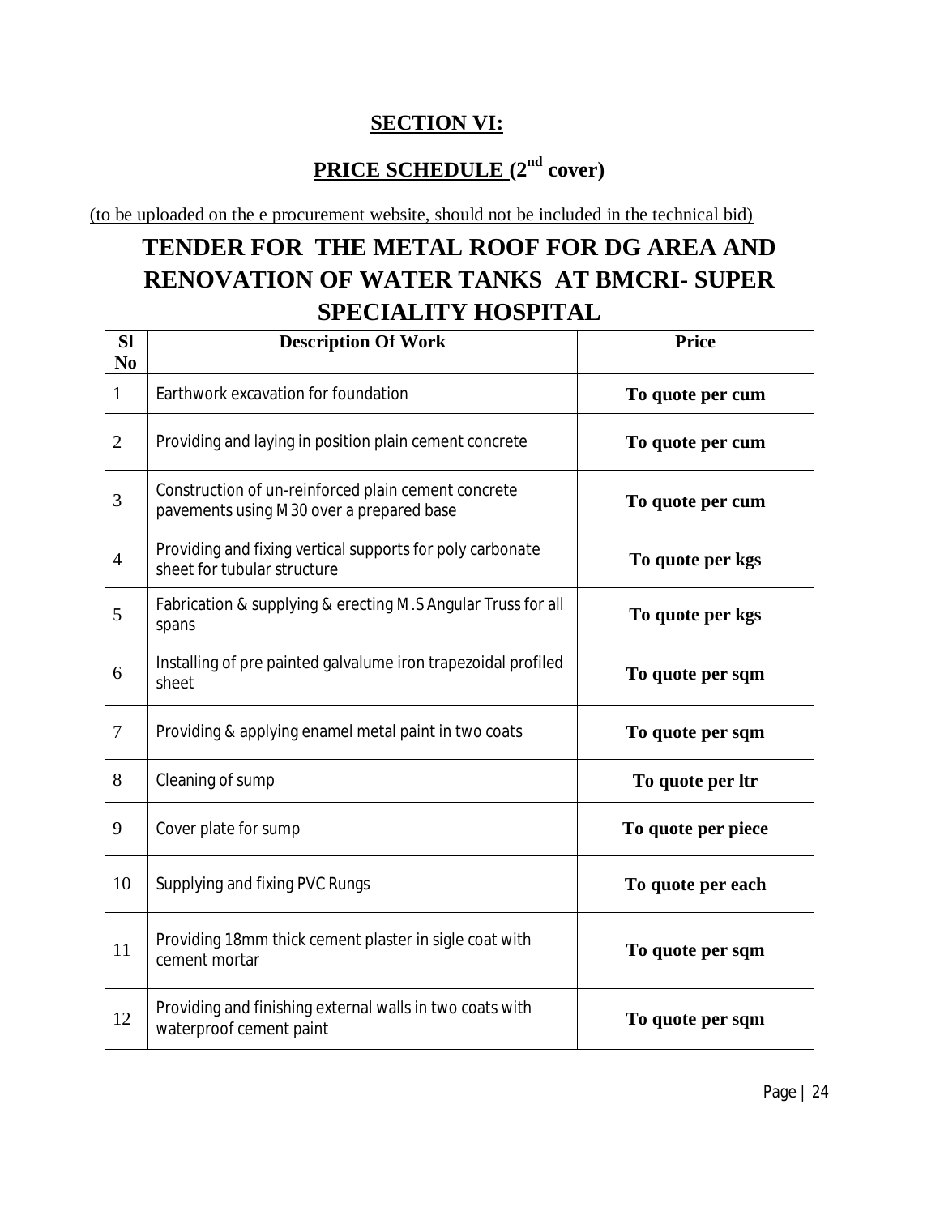## SECTION VI:

## PRICE SCHEDULE (2nd cover)

(to be uploaded on the e procurement website, should not be included in the technical bid)

# TENDER FOR THE METAL ROOF FOR DG AREA AND RENOVATION OF WATER TANKS AT BMCRI- SUPER SPECIALITY HOSPITAL

| Sl No | Description Of Work | Price |
|---|---|---|
| 1 | Earthwork excavation for foundation | **To quote per cum** |
| 2 | Providing and laying in position plain cement concrete | **To quote per cum** |
| 3 | Construction of un-reinforced plain cement concrete pavements using M 30 over a prepared base | **To quote per cum** |
| 4 | Providing and fixing vertical supports for poly carbonate sheet for tubular structure | **To quote per kgs** |
| 5 | Fabrication & supplying & erecting M.S Angular Truss for all spans | **To quote per kgs** |
| 6 | Installing of pre painted galvalume iron trapezoidal profiled sheet | **To quote per sqm** |
| 7 | Providing & applying enamel metal paint in two coats | **To quote per sqm** |
| 8 | Cleaning of sump | **To quote per ltr** |
| 9 | Cover plate for sump | **To quote per piece** |
| 10 | Supplying and fixing PVC Rungs | **To quote per each** |
| 11 | Providing 18mm thick cement plaster in sigle coat with cement mortar | **To quote per sqm** |
| 12 | Providing and finishing external walls in two coats with waterproof cement paint | **To quote per sqm** |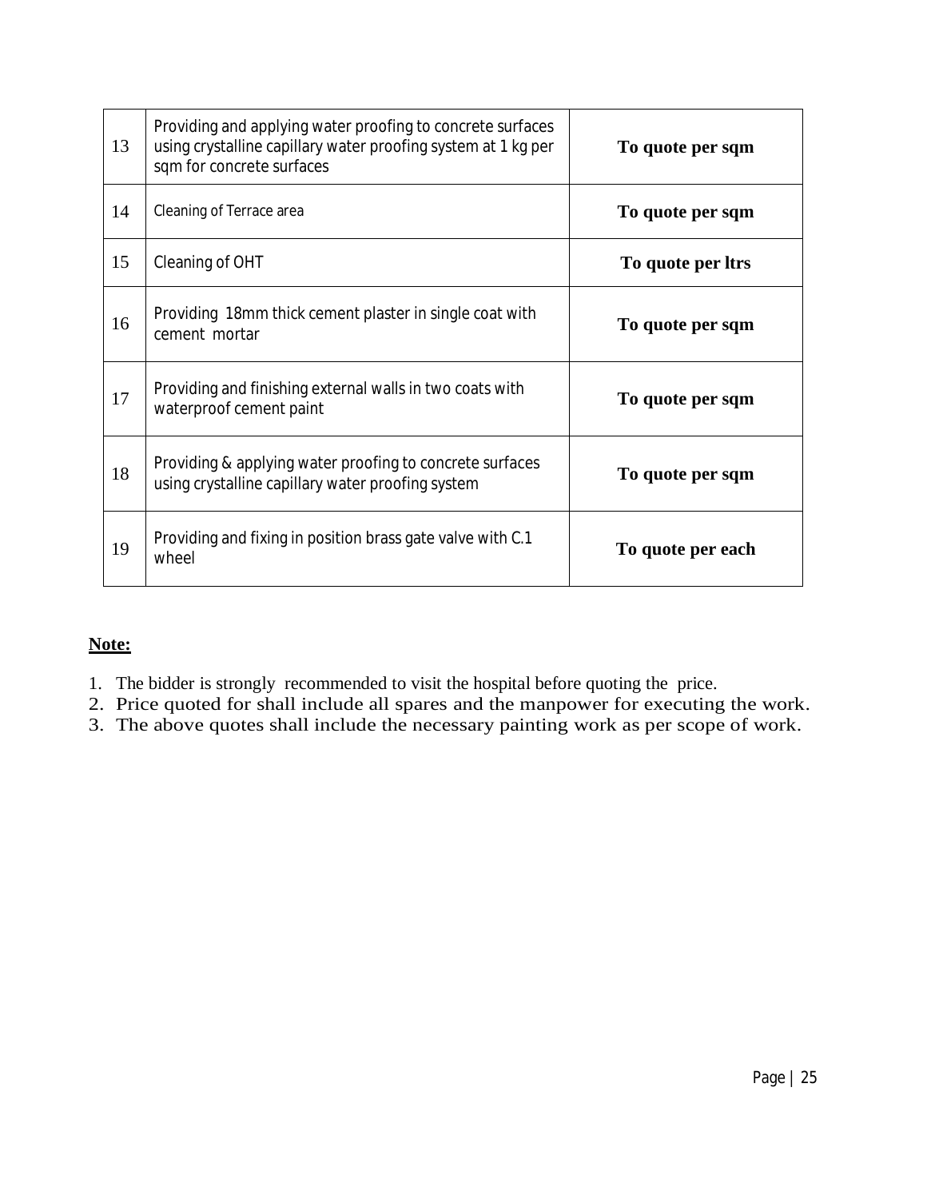| | | |
|---|---|---|
| 13 | Providing and applying water proofing to concrete surfaces using crystalline capillary water proofing system at 1 kg per sqm for concrete surfaces | **To quote per sqm** |
| 14 | Cleaning of Terrace area | **To quote per sqm** |
| 15 | Cleaning of OHT | **To quote per ltrs** |
| 16 | Providing 18mm thick cement plaster in single coat with cement mortar | **To quote per sqm** |
| 17 | Providing and finishing external walls in two coats with waterproof cement paint | **To quote per sqm** |
| 18 | Providing & applying water proofing to concrete surfaces using crystalline capillary water proofing system | **To quote per sqm** |
| 19 | Providing and fixing in position brass gate valve with C.1 wheel | **To quote per each** |

**Note:**

1. The bidder is strongly recommended to visit the hospital before quoting the price.
2. Price quoted for shall include all spares and the manpower for executing the work.
3. The above quotes shall include the necessary painting work as per scope of work.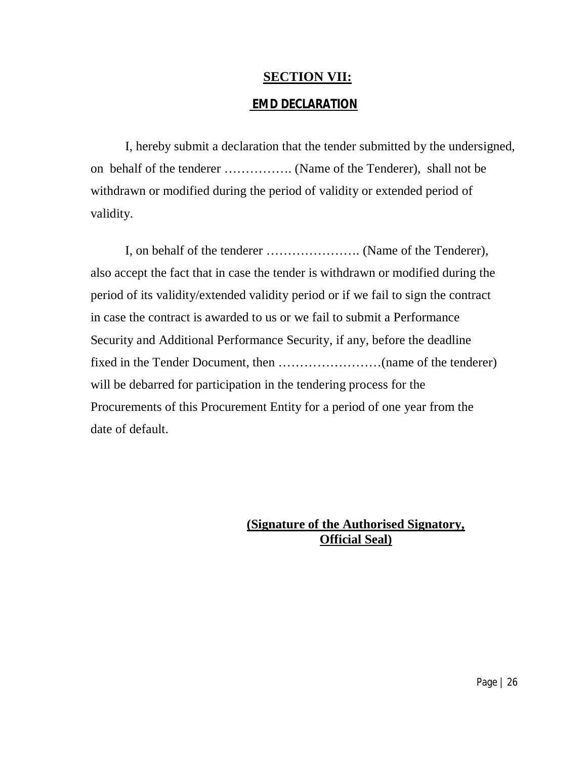## **SECTION VII:**

### **EMD DECLARATION**

I, hereby submit a declaration that the tender submitted by the undersigned, on behalf of the tenderer ……………. (Name of the Tenderer), shall not be withdrawn or modified during the period of validity or extended period of validity.

I, on behalf of the tenderer …………………. (Name of the Tenderer), also accept the fact that in case the tender is withdrawn or modified during the period of its validity/extended validity period or if we fail to sign the contract in case the contract is awarded to us or we fail to submit a Performance Security and Additional Performance Security, if any, before the deadline fixed in the Tender Document, then ……………………(name of the tenderer) will be debarred for participation in the tendering process for the Procurements of this Procurement Entity for a period of one year from the date of default.

**(Signature of the Authorised Signatory,**
**Official Seal)**